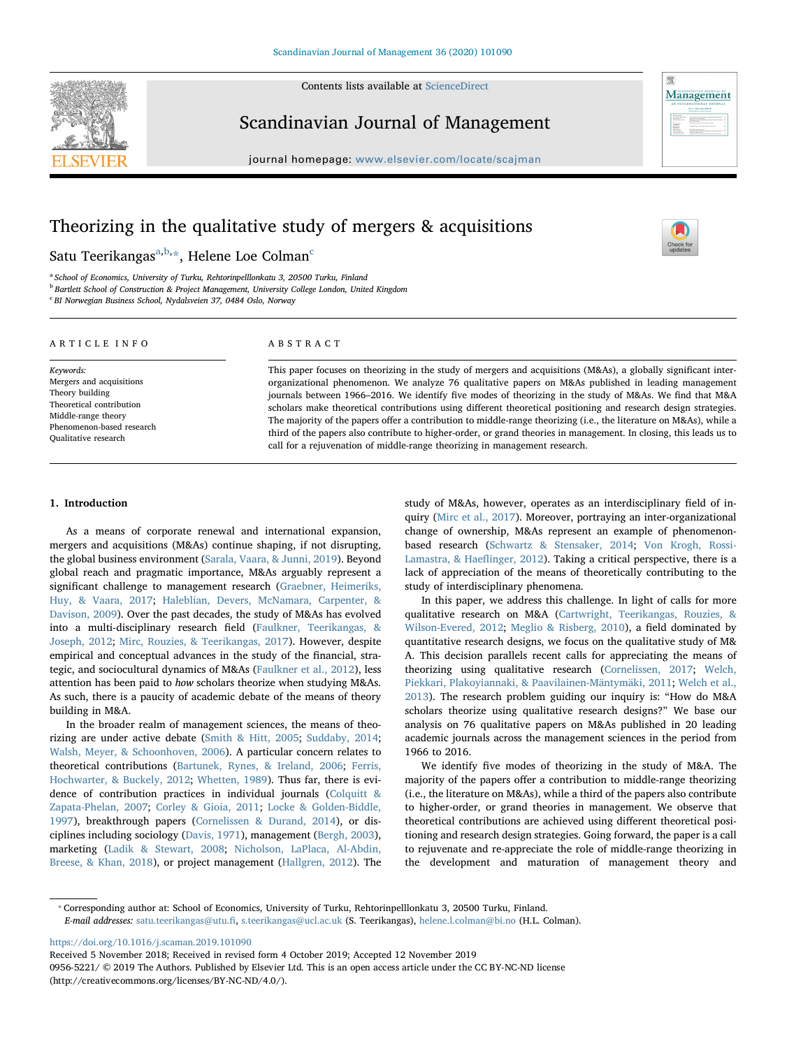# Theorizing in the qualitative study of mergers & acquisitions

Satu Teerikangas[a,b,*], Helene Loe Colman[c]

[a] School of Economics, University of Turku, Rehtorinpelllonkatu 3, 20500 Turku, Finland

[b] Bartlett School of Construction & Project Management, University College London, United Kingdom

[c] BI Norwegian Business School, Nydalsveien 37, 0484 Oslo, Norway

## ARTICLE INFO

*Keywords:*
Mergers and acquisitions
Theory building
Theoretical contribution
Middle-range theory
Phenomenon-based research
Qualitative research

## ABSTRACT

This paper focuses on theorizing in the study of mergers and acquisitions (M&As), a globally significant inter-organizational phenomenon. We analyze 76 qualitative papers on M&As published in leading management journals between 1966–2016. We identify five modes of theorizing in the study of M&As. We find that M&A scholars make theoretical contributions using different theoretical positioning and research design strategies. The majority of the papers offer a contribution to middle-range theorizing (i.e., the literature on M&As), while a third of the papers also contribute to higher-order, or grand theories in management. In closing, this leads us to call for a rejuvenation of middle-range theorizing in management research.

## 1. Introduction

As a means of corporate renewal and international expansion, mergers and acquisitions (M&As) continue shaping, if not disrupting, the global business environment (Sarala, Vaara, & Junni, 2019). Beyond global reach and pragmatic importance, M&As arguably represent a significant challenge to management research (Graebner, Heimeriks, Huy, & Vaara, 2017; Haleblian, Devers, McNamara, Carpenter, & Davison, 2009). Over the past decades, the study of M&As has evolved into a multi-disciplinary research field (Faulkner, Teerikangas, & Joseph, 2012; Mirc, Rouzies, & Teerikangas, 2017). However, despite empirical and conceptual advances in the study of the financial, strategic, and sociocultural dynamics of M&As (Faulkner et al., 2012), less attention has been paid to *how* scholars theorize when studying M&As. As such, there is a paucity of academic debate of the means of theory building in M&A.

In the broader realm of management sciences, the means of theorizing are under active debate (Smith & Hitt, 2005; Suddaby, 2014; Walsh, Meyer, & Schoonhoven, 2006). A particular concern relates to theoretical contributions (Bartunek, Rynes, & Ireland, 2006; Ferris, Hochwarter, & Buckely, 2012; Whetten, 1989). Thus far, there is evidence of contribution practices in individual journals (Colquitt & Zapata-Phelan, 2007; Corley & Gioia, 2011; Locke & Golden-Biddle, 1997), breakthrough papers (Cornelissen & Durand, 2014), or disciplines including sociology (Davis, 1971), management (Bergh, 2003), marketing (Ladik & Stewart, 2008; Nicholson, LaPlaca, Al-Abdin, Breese, & Khan, 2018), or project management (Hallgren, 2012). The study of M&As, however, operates as an interdisciplinary field of inquiry (Mirc et al., 2017). Moreover, portraying an inter-organizational change of ownership, M&As represent an example of phenomenon-based research (Schwartz & Stensaker, 2014; Von Krogh, Rossi-Lamastra, & Haeflinger, 2012). Taking a critical perspective, there is a lack of appreciation of the means of theoretically contributing to the study of interdisciplinary phenomena.

In this paper, we address this challenge. In light of calls for more qualitative research on M&A (Cartwright, Teerikangas, Rouzies, & Wilson-Evered, 2012; Meglio & Risberg, 2010), a field dominated by quantitative research designs, we focus on the qualitative study of M&A. This decision parallels recent calls for appreciating the means of theorizing using qualitative research (Cornelissen, 2017; Welch, Piekkari, Plakoyiannaki, & Paavilainen-Mäntymäki, 2011; Welch et al., 2013). The research problem guiding our inquiry is: "How do M&A scholars theorize using qualitative research designs?" We base our analysis on 76 qualitative papers on M&As published in 20 leading academic journals across the management sciences in the period from 1966 to 2016.

We identify five modes of theorizing in the study of M&A. The majority of the papers offer a contribution to middle-range theorizing (i.e., the literature on M&As), while a third of the papers also contribute to higher-order, or grand theories in management. We observe that theoretical contributions are achieved using different theoretical positioning and research design strategies. Going forward, the paper is a call to rejuvenate and re-appreciate the role of middle-range theorizing in the development and maturation of management theory and

---

* Corresponding author at: School of Economics, University of Turku, Rehtorinpelllonkatu 3, 20500 Turku, Finland.
*E-mail addresses:* satu.teerikangas@utu.fi, s.teerikangas@ucl.ac.uk (S. Teerikangas), helene.l.colman@bi.no (H.L. Colman).

https://doi.org/10.1016/j.scaman.2019.101090
Received 5 November 2018; Received in revised form 4 October 2019; Accepted 12 November 2019
0956-5221/ © 2019 The Authors. Published by Elsevier Ltd. This is an open access article under the CC BY-NC-ND license (http://creativecommons.org/licenses/BY-NC-ND/4.0/).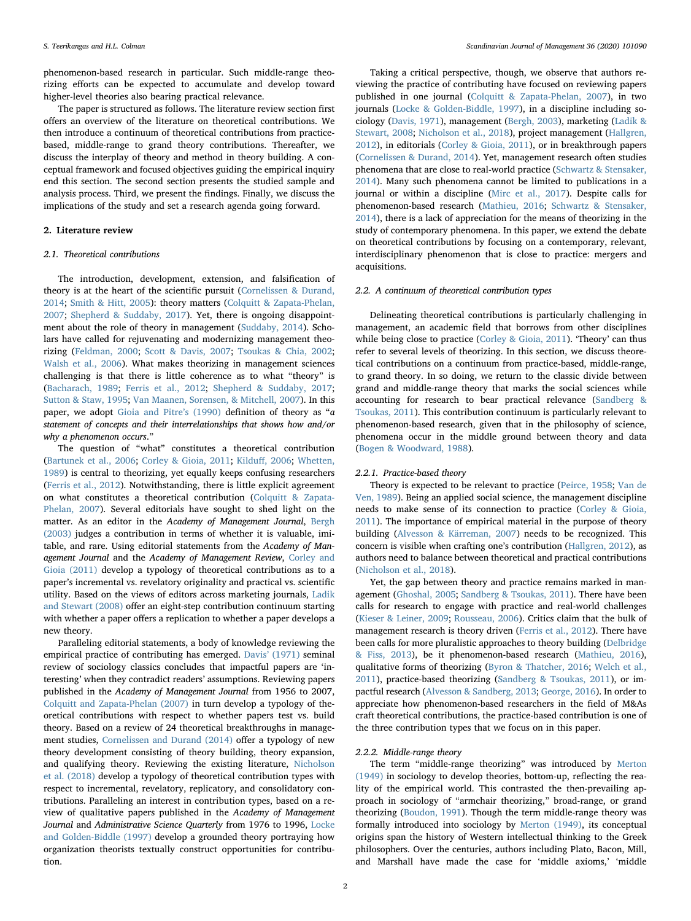phenomenon-based research in particular. Such middle-range theorizing efforts can be expected to accumulate and develop toward higher-level theories also bearing practical relevance.

The paper is structured as follows. The literature review section first offers an overview of the literature on theoretical contributions. We then introduce a continuum of theoretical contributions from practice-based, middle-range to grand theory contributions. Thereafter, we discuss the interplay of theory and method in theory building. A conceptual framework and focused objectives guiding the empirical inquiry end this section. The second section presents the studied sample and analysis process. Third, we present the findings. Finally, we discuss the implications of the study and set a research agenda going forward.

## 2. Literature review

### 2.1. Theoretical contributions

The introduction, development, extension, and falsification of theory is at the heart of the scientific pursuit (Cornelissen & Durand, 2014; Smith & Hitt, 2005): theory matters (Colquitt & Zapata-Phelan, 2007; Shepherd & Suddaby, 2017). Yet, there is ongoing disappointment about the role of theory in management (Suddaby, 2014). Scholars have called for rejuvenating and modernizing management theorizing (Feldman, 2000; Scott & Davis, 2007; Tsoukas & Chia, 2002; Walsh et al., 2006). What makes theorizing in management sciences challenging is that there is little coherence as to what "theory" is (Bacharach, 1989; Ferris et al., 2012; Shepherd & Suddaby, 2017; Sutton & Staw, 1995; Van Maanen, Sorensen, & Mitchell, 2007). In this paper, we adopt Gioia and Pitre's (1990) definition of theory as "*a statement of concepts and their interrelationships that shows how and/or why a phenomenon occurs*."

The question of "what" constitutes a theoretical contribution (Bartunek et al., 2006; Corley & Gioia, 2011; Kilduff, 2006; Whetten, 1989) is central to theorizing, yet equally keeps confusing researchers (Ferris et al., 2012). Notwithstanding, there is little explicit agreement on what constitutes a theoretical contribution (Colquitt & Zapata-Phelan, 2007). Several editorials have sought to shed light on the matter. As an editor in the *Academy of Management Journal*, Bergh (2003) judges a contribution in terms of whether it is valuable, imitable, and rare. Using editorial statements from the *Academy of Management Journal* and the *Academy of Management Review*, Corley and Gioia (2011) develop a typology of theoretical contributions as to a paper's incremental vs. revelatory originality and practical vs. scientific utility. Based on the views of editors across marketing journals, Ladik and Stewart (2008) offer an eight-step contribution continuum starting with whether a paper offers a replication to whether a paper develops a new theory.

Paralleling editorial statements, a body of knowledge reviewing the empirical practice of contributing has emerged. Davis' (1971) seminal review of sociology classics concludes that impactful papers are 'interesting' when they contradict readers' assumptions. Reviewing papers published in the *Academy of Management Journal* from 1956 to 2007, Colquitt and Zapata-Phelan (2007) in turn develop a typology of theoretical contributions with respect to whether papers test vs. build theory. Based on a review of 24 theoretical breakthroughs in management studies, Cornelissen and Durand (2014) offer a typology of new theory development consisting of theory building, theory expansion, and qualifying theory. Reviewing the existing literature, Nicholson et al. (2018) develop a typology of theoretical contribution types with respect to incremental, revelatory, replicatory, and consolidatory contributions. Paralleling an interest in contribution types, based on a review of qualitative papers published in the *Academy of Management Journal* and *Administrative Science Quarterly* from 1976 to 1996, Locke and Golden-Biddle (1997) develop a grounded theory portraying how organization theorists textually construct opportunities for contribution.

Taking a critical perspective, though, we observe that authors reviewing the practice of contributing have focused on reviewing papers published in one journal (Colquitt & Zapata-Phelan, 2007), in two journals (Locke & Golden-Biddle, 1997), in a discipline including sociology (Davis, 1971), management (Bergh, 2003), marketing (Ladik & Stewart, 2008; Nicholson et al., 2018), project management (Hallgren, 2012), in editorials (Corley & Gioia, 2011), or in breakthrough papers (Cornelissen & Durand, 2014). Yet, management research often studies phenomena that are close to real-world practice (Schwartz & Stensaker, 2014). Many such phenomena cannot be limited to publications in a journal or within a discipline (Mirc et al., 2017). Despite calls for phenomenon-based research (Mathieu, 2016; Schwartz & Stensaker, 2014), there is a lack of appreciation for the means of theorizing in the study of contemporary phenomena. In this paper, we extend the debate on theoretical contributions by focusing on a contemporary, relevant, interdisciplinary phenomenon that is close to practice: mergers and acquisitions.

### 2.2. A continuum of theoretical contribution types

Delineating theoretical contributions is particularly challenging in management, an academic field that borrows from other disciplines while being close to practice (Corley & Gioia, 2011). 'Theory' can thus refer to several levels of theorizing. In this section, we discuss theoretical contributions on a continuum from practice-based, middle-range, to grand theory. In so doing, we return to the classic divide between grand and middle-range theory that marks the social sciences while accounting for research to bear practical relevance (Sandberg & Tsoukas, 2011). This contribution continuum is particularly relevant to phenomenon-based research, given that in the philosophy of science, phenomena occur in the middle ground between theory and data (Bogen & Woodward, 1988).

#### 2.2.1. Practice-based theory

Theory is expected to be relevant to practice (Peirce, 1958; Van de Ven, 1989). Being an applied social science, the management discipline needs to make sense of its connection to practice (Corley & Gioia, 2011). The importance of empirical material in the purpose of theory building (Alvesson & Kärreman, 2007) needs to be recognized. This concern is visible when crafting one's contribution (Hallgren, 2012), as authors need to balance between theoretical and practical contributions (Nicholson et al., 2018).

Yet, the gap between theory and practice remains marked in management (Ghoshal, 2005; Sandberg & Tsoukas, 2011). There have been calls for research to engage with practice and real-world challenges (Kieser & Leiner, 2009; Rousseau, 2006). Critics claim that the bulk of management research is theory driven (Ferris et al., 2012). There have been calls for more pluralistic approaches to theory building (Delbridge & Fiss, 2013), be it phenomenon-based research (Mathieu, 2016), qualitative forms of theorizing (Byron & Thatcher, 2016; Welch et al., 2011), practice-based theorizing (Sandberg & Tsoukas, 2011), or impactful research (Alvesson & Sandberg, 2013; George, 2016). In order to appreciate how phenomenon-based researchers in the field of M&As craft theoretical contributions, the practice-based contribution is one of the three contribution types that we focus on in this paper.

#### 2.2.2. Middle-range theory

The term "middle-range theorizing" was introduced by Merton (1949) in sociology to develop theories, bottom-up, reflecting the reality of the empirical world. This contrasted the then-prevailing approach in sociology of "armchair theorizing," broad-range, or grand theorizing (Boudon, 1991). Though the term middle-range theory was formally introduced into sociology by Merton (1949), its conceptual origins span the history of Western intellectual thinking to the Greek philosophers. Over the centuries, authors including Plato, Bacon, Mill, and Marshall have made the case for 'middle axioms,' 'middle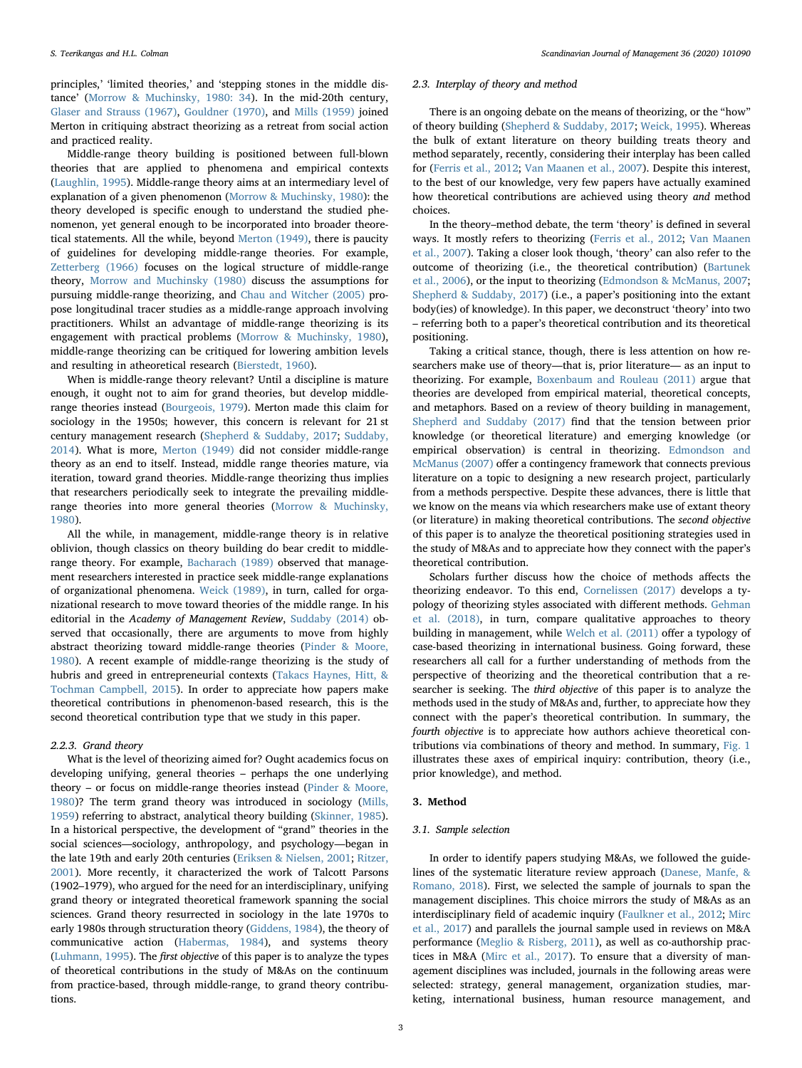principles,' 'limited theories,' and 'stepping stones in the middle distance' (Morrow & Muchinsky, 1980: 34). In the mid-20th century, Glaser and Strauss (1967), Gouldner (1970), and Mills (1959) joined Merton in critiquing abstract theorizing as a retreat from social action and practiced reality.

Middle-range theory building is positioned between full-blown theories that are applied to phenomena and empirical contexts (Laughlin, 1995). Middle-range theory aims at an intermediary level of explanation of a given phenomenon (Morrow & Muchinsky, 1980): the theory developed is specific enough to understand the studied phenomenon, yet general enough to be incorporated into broader theoretical statements. All the while, beyond Merton (1949), there is paucity of guidelines for developing middle-range theories. For example, Zetterberg (1966) focuses on the logical structure of middle-range theory, Morrow and Muchinsky (1980) discuss the assumptions for pursuing middle-range theorizing, and Chau and Witcher (2005) propose longitudinal tracer studies as a middle-range approach involving practitioners. Whilst an advantage of middle-range theorizing is its engagement with practical problems (Morrow & Muchinsky, 1980), middle-range theorizing can be critiqued for lowering ambition levels and resulting in atheoretical research (Bierstedt, 1960).

When is middle-range theory relevant? Until a discipline is mature enough, it ought not to aim for grand theories, but develop middle-range theories instead (Bourgeois, 1979). Merton made this claim for sociology in the 1950s; however, this concern is relevant for 21 st century management research (Shepherd & Suddaby, 2017; Suddaby, 2014). What is more, Merton (1949) did not consider middle-range theory as an end to itself. Instead, middle range theories mature, via iteration, toward grand theories. Middle-range theorizing thus implies that researchers periodically seek to integrate the prevailing middle-range theories into more general theories (Morrow & Muchinsky, 1980).

All the while, in management, middle-range theory is in relative oblivion, though classics on theory building do bear credit to middle-range theory. For example, Bacharach (1989) observed that management researchers interested in practice seek middle-range explanations of organizational phenomena. Weick (1989), in turn, called for organizational research to move toward theories of the middle range. In his editorial in the *Academy of Management Review*, Suddaby (2014) observed that occasionally, there are arguments to move from highly abstract theorizing toward middle-range theories (Pinder & Moore, 1980). A recent example of middle-range theorizing is the study of hubris and greed in entrepreneurial contexts (Takacs Haynes, Hitt, & Tochman Campbell, 2015). In order to appreciate how papers make theoretical contributions in phenomenon-based research, this is the second theoretical contribution type that we study in this paper.

#### 2.2.3. Grand theory

What is the level of theorizing aimed for? Ought academics focus on developing unifying, general theories – perhaps the one underlying theory – or focus on middle-range theories instead (Pinder & Moore, 1980)? The term grand theory was introduced in sociology (Mills, 1959) referring to abstract, analytical theory building (Skinner, 1985). In a historical perspective, the development of "grand" theories in the social sciences—sociology, anthropology, and psychology—began in the late 19th and early 20th centuries (Eriksen & Nielsen, 2001; Ritzer, 2001). More recently, it characterized the work of Talcott Parsons (1902–1979), who argued for the need for an interdisciplinary, unifying grand theory or integrated theoretical framework spanning the social sciences. Grand theory resurrected in sociology in the late 1970s to early 1980s through structuration theory (Giddens, 1984), the theory of communicative action (Habermas, 1984), and systems theory (Luhmann, 1995). The *first objective* of this paper is to analyze the types of theoretical contributions in the study of M&As on the continuum from practice-based, through middle-range, to grand theory contributions.

### 2.3. Interplay of theory and method

There is an ongoing debate on the means of theorizing, or the "how" of theory building (Shepherd & Suddaby, 2017; Weick, 1995). Whereas the bulk of extant literature on theory building treats theory and method separately, recently, considering their interplay has been called for (Ferris et al., 2012; Van Maanen et al., 2007). Despite this interest, to the best of our knowledge, very few papers have actually examined how theoretical contributions are achieved using theory *and* method choices.

In the theory–method debate, the term 'theory' is defined in several ways. It mostly refers to theorizing (Ferris et al., 2012; Van Maanen et al., 2007). Taking a closer look though, 'theory' can also refer to the outcome of theorizing (i.e., the theoretical contribution) (Bartunek et al., 2006), or the input to theorizing (Edmondson & McManus, 2007; Shepherd & Suddaby, 2017) (i.e., a paper's positioning into the extant body(ies) of knowledge). In this paper, we deconstruct 'theory' into two – referring both to a paper's theoretical contribution and its theoretical positioning.

Taking a critical stance, though, there is less attention on how researchers make use of theory—that is, prior literature— as an input to theorizing. For example, Boxenbaum and Rouleau (2011) argue that theories are developed from empirical material, theoretical concepts, and metaphors. Based on a review of theory building in management, Shepherd and Suddaby (2017) find that the tension between prior knowledge (or theoretical literature) and emerging knowledge (or empirical observation) is central in theorizing. Edmondson and McManus (2007) offer a contingency framework that connects previous literature on a topic to designing a new research project, particularly from a methods perspective. Despite these advances, there is little that we know on the means via which researchers make use of extant theory (or literature) in making theoretical contributions. The *second objective* of this paper is to analyze the theoretical positioning strategies used in the study of M&As and to appreciate how they connect with the paper's theoretical contribution.

Scholars further discuss how the choice of methods affects the theorizing endeavor. To this end, Cornelissen (2017) develops a typology of theorizing styles associated with different methods. Gehman et al. (2018), in turn, compare qualitative approaches to theory building in management, while Welch et al. (2011) offer a typology of case-based theorizing in international business. Going forward, these researchers all call for a further understanding of methods from the perspective of theorizing and the theoretical contribution that a researcher is seeking. The *third objective* of this paper is to analyze the methods used in the study of M&As and, further, to appreciate how they connect with the paper's theoretical contribution. In summary, the *fourth objective* is to appreciate how authors achieve theoretical contributions via combinations of theory and method. In summary, Fig. 1 illustrates these axes of empirical inquiry: contribution, theory (i.e., prior knowledge), and method.

## 3. Method

### 3.1. Sample selection

In order to identify papers studying M&As, we followed the guidelines of the systematic literature review approach (Danese, Manfe, & Romano, 2018). First, we selected the sample of journals to span the management disciplines. This choice mirrors the study of M&As as an interdisciplinary field of academic inquiry (Faulkner et al., 2012; Mirc et al., 2017) and parallels the journal sample used in reviews on M&A performance (Meglio & Risberg, 2011), as well as co-authorship practices in M&A (Mirc et al., 2017). To ensure that a diversity of management disciplines was included, journals in the following areas were selected: strategy, general management, organization studies, marketing, international business, human resource management, and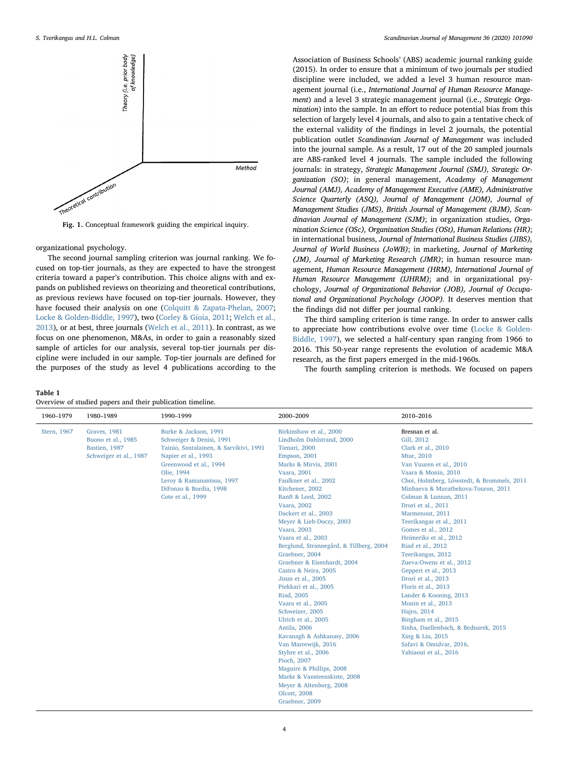Fig. 1. Conceptual framework guiding the empirical inquiry.

organizational psychology.

The second journal sampling criterion was journal ranking. We focused on top-tier journals, as they are expected to have the strongest criteria toward a paper's contribution. This choice aligns with and expands on published reviews on theorizing and theoretical contributions, as previous reviews have focused on top-tier journals. However, they have focused their analysis on one (Colquitt & Zapata-Phelan, 2007; Locke & Golden-Biddle, 1997), two (Corley & Gioia, 2011; Welch et al., 2013), or at best, three journals (Welch et al., 2011). In contrast, as we focus on one phenomenon, M&As, in order to gain a reasonably sized sample of articles for our analysis, several top-tier journals per discipline were included in our sample. Top-tier journals are defined for the purposes of the study as level 4 publications according to the Association of Business Schools' (ABS) academic journal ranking guide (2015). In order to ensure that a minimum of two journals per studied discipline were included, we added a level 3 human resource management journal (i.e., *International Journal of Human Resource Management*) and a level 3 strategic management journal (i.e., *Strategic Organization*) into the sample. In an effort to reduce potential bias from this selection of largely level 4 journals, and also to gain a tentative check of the external validity of the findings in level 2 journals, the potential publication outlet *Scandinavian Journal of Management* was included into the journal sample. As a result, 17 out of the 20 sampled journals are ABS-ranked level 4 journals. The sample included the following journals: in strategy, *Strategic Management Journal (SMJ), Strategic Organization (SO)*; in general management, *Academy of Management Journal (AMJ), Academy of Management Executive (AME), Administrative Science Quarterly (ASQ), Journal of Management (JOM), Journal of Management Studies (JMS), British Journal of Management (BJM), Scandinavian Journal of Management (SJM)*; in organization studies, *Organization Science (OSc), Organization Studies (OSt), Human Relations (HR)*; in international business, *Journal of International Business Studies (JIBS), Journal of World Business (JoWB)*; in marketing, *Journal of Marketing (JM), Journal of Marketing Research (JMR)*; in human resource management, *Human Resource Management (HRM), International Journal of Human Resource Management (IJHRM)*; and in organizational psychology, *Journal of Organizational Behavior (JOB), Journal of Occupational and Organizational Psychology (JOOP)*. It deserves mention that the findings did not differ per journal ranking.

The third sampling criterion is time range. In order to answer calls to appreciate how contributions evolve over time (Locke & Golden-Biddle, 1997), we selected a half-century span ranging from 1966 to 2016. This 50-year range represents the evolution of academic M&A research, as the first papers emerged in the mid-1960s.

The fourth sampling criterion is methods. We focused on papers

**Table 1**
Overview of studied papers and their publication timeline.

| 1960–1979 | 1980–1989 | 1990–1999 | 2000–2009 | 2010–2016 |
|---|---|---|---|---|
| Stern, 1967 | Graves, 1981 | Burke & Jackson, 1991 | Birkinshaw et al., 2000 | Bresnan et al. |
| | Buono et al., 1985 | Schweiger & Denisi, 1991 | Lindholm Dahlstrand, 2000 | Gill, 2012 |
| | Bastien, 1987 | Tainio, Santalainen, & Sarvikivi, 1991 | Tienari, 2000 | Clark et al., 2010 |
| | Schweiger et al., 1987 | Napier et al., 1993 | Empson, 2001 | Mtar, 2010 |
| | | Greenwood et al., 1994 | Marks & Mirvis, 2001 | Van Vuuren et al., 2010 |
| | | Olie, 1994 | Vaara, 2001 | Vaara & Monin, 2010 |
| | | Leroy & Ramanantsoa, 1997 | Faulkner et al., 2002 | Choi, Holmberg, Löwstedt, & Brommels, 2011 |
| | | DiFonzo & Bordia, 1998 | Kitchener, 2002 | Minbaeva & Muratbekova-Touron, 2011 |
| | | Cote et al., 1999 | Ranft & Lord, 2002 | Colman & Lunnan, 2011 |
| | | | Vaara, 2002 | Drori et al., 2011 |
| | | | Dackert et al., 2003 | Marmenout, 2011 |
| | | | Meyer & Lieb-Doczy, 2003 | Teerikangas et al., 2011 |
| | | | Vaara, 2003 | Gomes et al., 2012 |
| | | | Vaara et al., 2003 | Heimeriks et al., 2012 |
| | | | Berglund, Strannegård, & Tillberg, 2004 | Riad et al., 2012 |
| | | | Graebner, 2004 | Teerikangas, 2012 |
| | | | Graebner & Eisenhardt, 2004 | Zueva-Owens et al., 2012 |
| | | | Castro & Neira, 2005 | Geppert et al., 2013 |
| | | | Jisun et al., 2005 | Drori et al., 2013 |
| | | | Piekkari et al., 2005 | Floris et al., 2013 |
| | | | Riad, 2005 | Lander & Kooning, 2013 |
| | | | Vaara et al., 2005 | Monin et al., 2013 |
| | | | Schweizer, 2005 | Hajro, 2014 |
| | | | Ulrich et al., 2005 | Bingham et al., 2015 |
| | | | Antila, 2006 | Sinha, Daellenbach, & Bednarek, 2015 |
| | | | Kavanagh & Ashkanasy, 2006 | Xing & Liu, 2015 |
| | | | Van Marrewijk, 2016 | Safavi & Omidvar, 2016. |
| | | | Styhre et al., 2006 | Yahiaoui et al., 2016 |
| | | | Pioch, 2007 | |
| | | | Maguire & Phillips, 2008 | |
| | | | Marks & Vansteenskiste, 2008 | |
| | | | Meyer & Altenborg, 2008 | |
| | | | Olcott, 2008 | |
| | | | Graebner, 2009 | |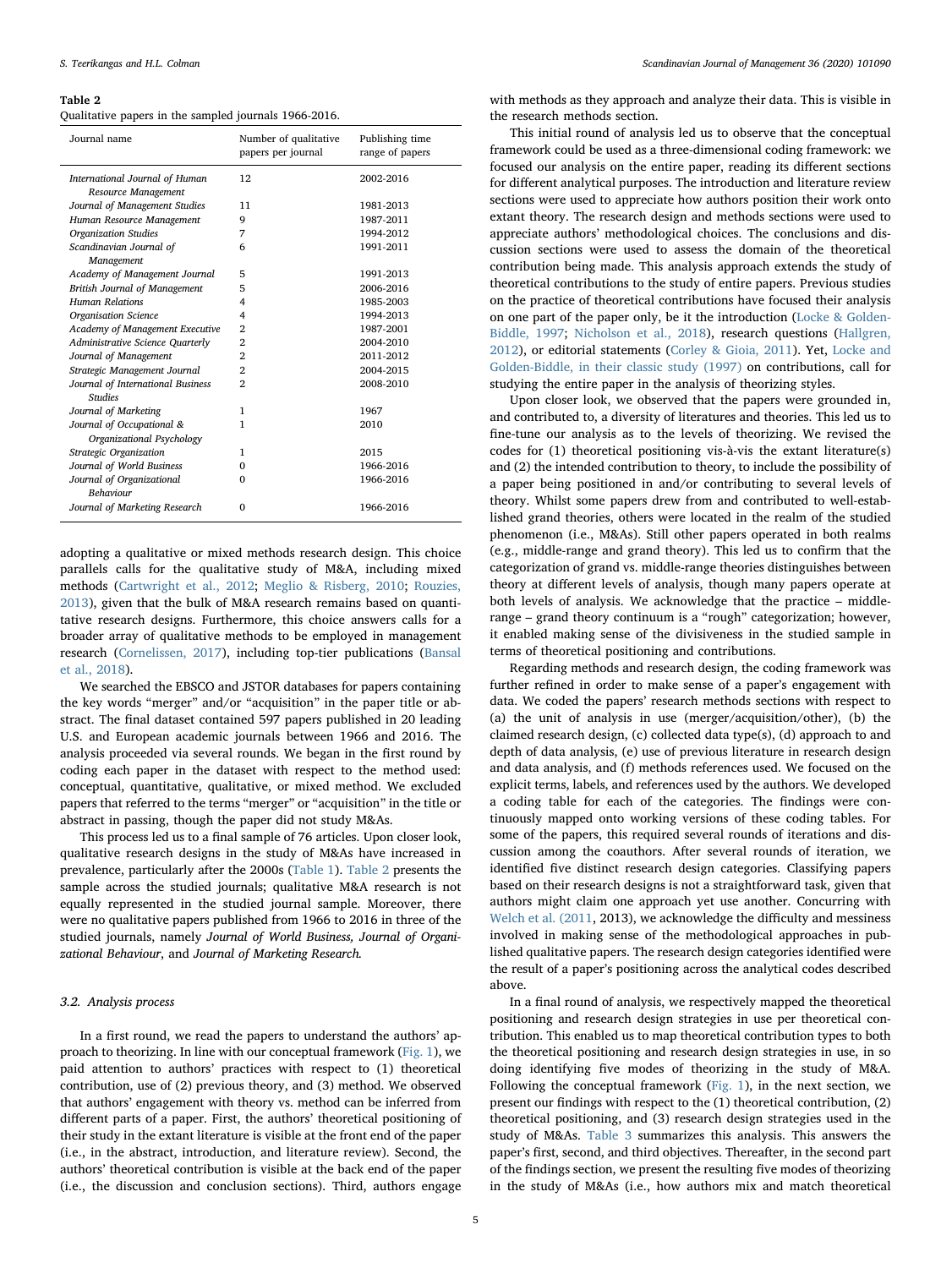**Table 2**
Qualitative papers in the sampled journals 1966-2016.

| Journal name | Number of qualitative papers per journal | Publishing time range of papers |
|---|---|---|
| *International Journal of Human Resource Management* | 12 | 2002-2016 |
| *Journal of Management Studies* | 11 | 1981-2013 |
| *Human Resource Management* | 9 | 1987-2011 |
| *Organization Studies* | 7 | 1994-2012 |
| *Scandinavian Journal of Management* | 6 | 1991-2011 |
| *Academy of Management Journal* | 5 | 1991-2013 |
| *British Journal of Management* | 5 | 2006-2016 |
| *Human Relations* | 4 | 1985-2003 |
| *Organisation Science* | 4 | 1994-2013 |
| *Academy of Management Executive* | 2 | 1987-2001 |
| *Administrative Science Quarterly* | 2 | 2004-2010 |
| *Journal of Management* | 2 | 2011-2012 |
| *Strategic Management Journal* | 2 | 2004-2015 |
| *Journal of International Business Studies* | 2 | 2008-2010 |
| *Journal of Marketing* | 1 | 1967 |
| *Journal of Occupational & Organizational Psychology* | 1 | 2010 |
| *Strategic Organization* | 1 | 2015 |
| *Journal of World Business* | 0 | 1966-2016 |
| *Journal of Organizational Behaviour* | 0 | 1966-2016 |
| *Journal of Marketing Research* | 0 | 1966-2016 |

adopting a qualitative or mixed methods research design. This choice parallels calls for the qualitative study of M&A, including mixed methods (Cartwright et al., 2012; Meglio & Risberg, 2010; Rouzies, 2013), given that the bulk of M&A research remains based on quantitative research designs. Furthermore, this choice answers calls for a broader array of qualitative methods to be employed in management research (Cornelissen, 2017), including top-tier publications (Bansal et al., 2018).

We searched the EBSCO and JSTOR databases for papers containing the key words "merger" and/or "acquisition" in the paper title or abstract. The final dataset contained 597 papers published in 20 leading U.S. and European academic journals between 1966 and 2016. The analysis proceeded via several rounds. We began in the first round by coding each paper in the dataset with respect to the method used: conceptual, quantitative, qualitative, or mixed method. We excluded papers that referred to the terms "merger" or "acquisition" in the title or abstract in passing, though the paper did not study M&As.

This process led us to a final sample of 76 articles. Upon closer look, qualitative research designs in the study of M&As have increased in prevalence, particularly after the 2000s (Table 1). Table 2 presents the sample across the studied journals; qualitative M&A research is not equally represented in the studied journal sample. Moreover, there were no qualitative papers published from 1966 to 2016 in three of the studied journals, namely *Journal of World Business, Journal of Organizational Behaviour*, and *Journal of Marketing Research.*

### 3.2. Analysis process

In a first round, we read the papers to understand the authors' approach to theorizing. In line with our conceptual framework (Fig. 1), we paid attention to authors' practices with respect to (1) theoretical contribution, use of (2) previous theory, and (3) method. We observed that authors' engagement with theory vs. method can be inferred from different parts of a paper. First, the authors' theoretical positioning of their study in the extant literature is visible at the front end of the paper (i.e., in the abstract, introduction, and literature review). Second, the authors' theoretical contribution is visible at the back end of the paper (i.e., the discussion and conclusion sections). Third, authors engage with methods as they approach and analyze their data. This is visible in the research methods section.

This initial round of analysis led us to observe that the conceptual framework could be used as a three-dimensional coding framework: we focused our analysis on the entire paper, reading its different sections for different analytical purposes. The introduction and literature review sections were used to appreciate how authors position their work onto extant theory. The research design and methods sections were used to appreciate authors' methodological choices. The conclusions and discussion sections were used to assess the domain of the theoretical contribution being made. This analysis approach extends the study of theoretical contributions to the study of entire papers. Previous studies on the practice of theoretical contributions have focused their analysis on one part of the paper only, be it the introduction (Locke & Golden-Biddle, 1997; Nicholson et al., 2018), research questions (Hallgren, 2012), or editorial statements (Corley & Gioia, 2011). Yet, Locke and Golden-Biddle, in their classic study (1997) on contributions, call for studying the entire paper in the analysis of theorizing styles.

Upon closer look, we observed that the papers were grounded in, and contributed to, a diversity of literatures and theories. This led us to fine-tune our analysis as to the levels of theorizing. We revised the codes for (1) theoretical positioning vis-à-vis the extant literature(s) and (2) the intended contribution to theory, to include the possibility of a paper being positioned in and/or contributing to several levels of theory. Whilst some papers drew from and contributed to well-established grand theories, others were located in the realm of the studied phenomenon (i.e., M&As). Still other papers operated in both realms (e.g., middle-range and grand theory). This led us to confirm that the categorization of grand vs. middle-range theories distinguishes between theory at different levels of analysis, though many papers operate at both levels of analysis. We acknowledge that the practice – middle-range – grand theory continuum is a "rough" categorization; however, it enabled making sense of the divisiveness in the studied sample in terms of theoretical positioning and contributions.

Regarding methods and research design, the coding framework was further refined in order to make sense of a paper's engagement with data. We coded the papers' research methods sections with respect to (a) the unit of analysis in use (merger/acquisition/other), (b) the claimed research design, (c) collected data type(s), (d) approach to and depth of data analysis, (e) use of previous literature in research design and data analysis, and (f) methods references used. We focused on the explicit terms, labels, and references used by the authors. We developed a coding table for each of the categories. The findings were continuously mapped onto working versions of these coding tables. For some of the papers, this required several rounds of iterations and discussion among the coauthors. After several rounds of iteration, we identified five distinct research design categories. Classifying papers based on their research designs is not a straightforward task, given that authors might claim one approach yet use another. Concurring with Welch et al. (2011, 2013), we acknowledge the difficulty and messiness involved in making sense of the methodological approaches in published qualitative papers. The research design categories identified were the result of a paper's positioning across the analytical codes described above.

In a final round of analysis, we respectively mapped the theoretical positioning and research design strategies in use per theoretical contribution. This enabled us to map theoretical contribution types to both the theoretical positioning and research design strategies in use, in so doing identifying five modes of theorizing in the study of M&A. Following the conceptual framework (Fig. 1), in the next section, we present our findings with respect to the (1) theoretical contribution, (2) theoretical positioning, and (3) research design strategies used in the study of M&As. Table 3 summarizes this analysis. This answers the paper's first, second, and third objectives. Thereafter, in the second part of the findings section, we present the resulting five modes of theorizing in the study of M&As (i.e., how authors mix and match theoretical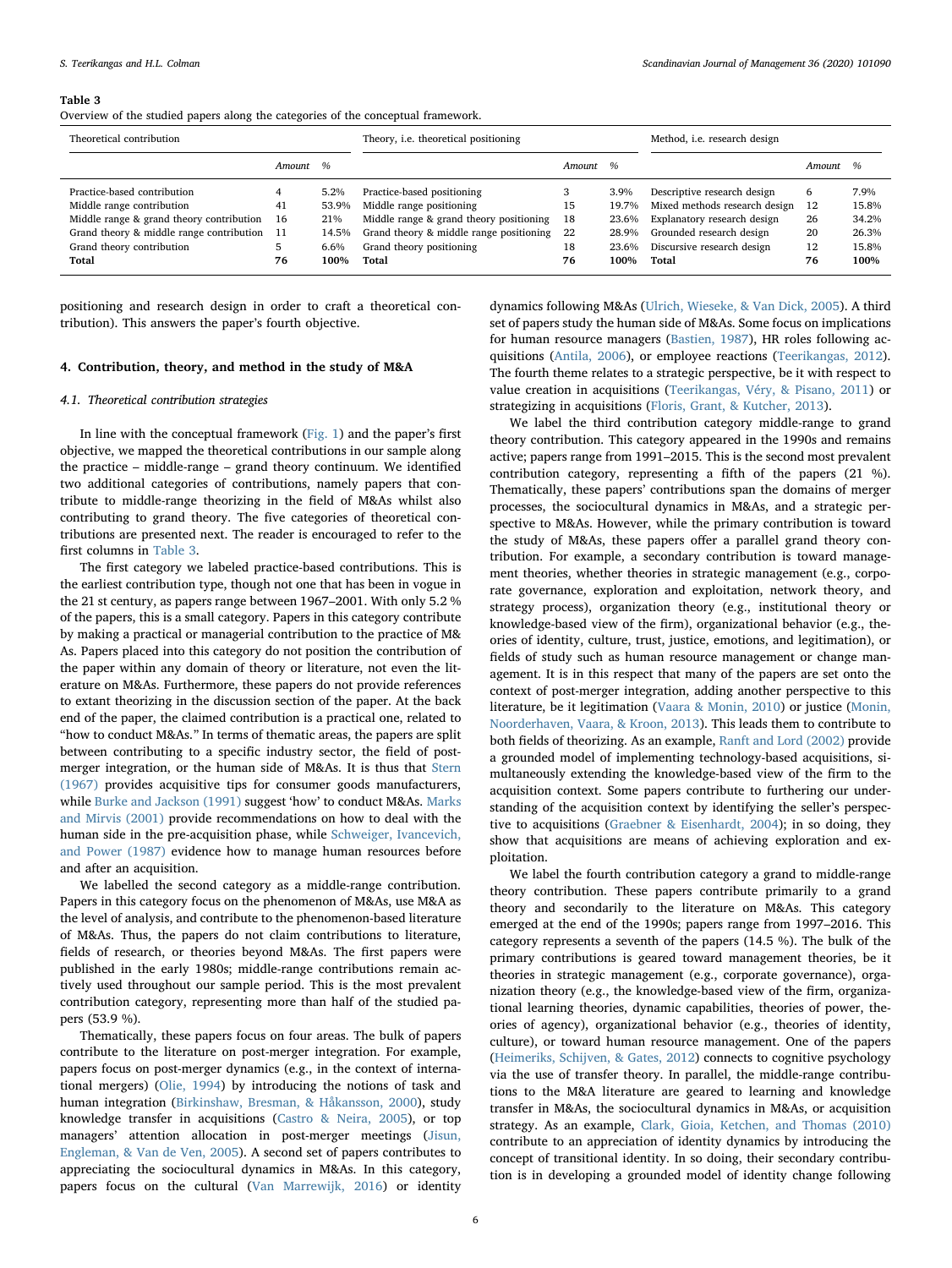**Table 3**
Overview of the studied papers along the categories of the conceptual framework.

| Theoretical contribution | | | Theory, i.e. theoretical positioning | | | Method, i.e. research design | | |
|---|---|---|---|---|---|---|---|---|
| | *Amount* | *%* | | *Amount* | *%* | | *Amount* | *%* |
| Practice-based contribution | 4 | 5.2% | Practice-based positioning | 3 | 3.9% | Descriptive research design | 6 | 7.9% |
| Middle range contribution | 41 | 53.9% | Middle range positioning | 15 | 19.7% | Mixed methods research design | 12 | 15.8% |
| Middle range & grand theory contribution | 16 | 21% | Middle range & grand theory positioning | 18 | 23.6% | Explanatory research design | 26 | 34.2% |
| Grand theory & middle range contribution | 11 | 14.5% | Grand theory & middle range positioning | 22 | 28.9% | Grounded research design | 20 | 26.3% |
| Grand theory contribution | 5 | 6.6% | Grand theory positioning | 18 | 23.6% | Discursive research design | 12 | 15.8% |
| **Total** | **76** | **100%** | **Total** | **76** | **100%** | **Total** | **76** | **100%** |

positioning and research design in order to craft a theoretical contribution). This answers the paper's fourth objective.

## 4. Contribution, theory, and method in the study of M&A

### 4.1. Theoretical contribution strategies

In line with the conceptual framework (Fig. 1) and the paper's first objective, we mapped the theoretical contributions in our sample along the practice – middle-range – grand theory continuum. We identified two additional categories of contributions, namely papers that contribute to middle-range theorizing in the field of M&As whilst also contributing to grand theory. The five categories of theoretical contributions are presented next. The reader is encouraged to refer to the first columns in Table 3.

The first category we labeled practice-based contributions. This is the earliest contribution type, though not one that has been in vogue in the 21 st century, as papers range between 1967–2001. With only 5.2 % of the papers, this is a small category. Papers in this category contribute by making a practical or managerial contribution to the practice of M&As. Papers placed into this category do not position the contribution of the paper within any domain of theory or literature, not even the literature on M&As. Furthermore, these papers do not provide references to extant theorizing in the discussion section of the paper. At the back end of the paper, the claimed contribution is a practical one, related to "how to conduct M&As." In terms of thematic areas, the papers are split between contributing to a specific industry sector, the field of post-merger integration, or the human side of M&As. It is thus that Stern (1967) provides acquisitive tips for consumer goods manufacturers, while Burke and Jackson (1991) suggest 'how' to conduct M&As. Marks and Mirvis (2001) provide recommendations on how to deal with the human side in the pre-acquisition phase, while Schweiger, Ivancevich, and Power (1987) evidence how to manage human resources before and after an acquisition.

We labelled the second category as a middle-range contribution. Papers in this category focus on the phenomenon of M&As, use M&A as the level of analysis, and contribute to the phenomenon-based literature of M&As. Thus, the papers do not claim contributions to literature, fields of research, or theories beyond M&As. The first papers were published in the early 1980s; middle-range contributions remain actively used throughout our sample period. This is the most prevalent contribution category, representing more than half of the studied papers (53.9 %).

Thematically, these papers focus on four areas. The bulk of papers contribute to the literature on post-merger integration. For example, papers focus on post-merger dynamics (e.g., in the context of international mergers) (Olie, 1994) by introducing the notions of task and human integration (Birkinshaw, Bresman, & Håkansson, 2000), study knowledge transfer in acquisitions (Castro & Neira, 2005), or top managers' attention allocation in post-merger meetings (Jisun, Engleman, & Van de Ven, 2005). A second set of papers contributes to appreciating the sociocultural dynamics in M&As. In this category, papers focus on the cultural (Van Marrewijk, 2016) or identity dynamics following M&As (Ulrich, Wieseke, & Van Dick, 2005). A third set of papers study the human side of M&As. Some focus on implications for human resource managers (Bastien, 1987), HR roles following acquisitions (Antila, 2006), or employee reactions (Teerikangas, 2012). The fourth theme relates to a strategic perspective, be it with respect to value creation in acquisitions (Teerikangas, Véry, & Pisano, 2011) or strategizing in acquisitions (Floris, Grant, & Kutcher, 2013).

We label the third contribution category middle-range to grand theory contribution. This category appeared in the 1990s and remains active; papers range from 1991–2015. This is the second most prevalent contribution category, representing a fifth of the papers (21 %). Thematically, these papers' contributions span the domains of merger processes, the sociocultural dynamics in M&As, and a strategic perspective to M&As. However, while the primary contribution is toward the study of M&As, these papers offer a parallel grand theory contribution. For example, a secondary contribution is toward management theories, whether theories in strategic management (e.g., corporate governance, exploration and exploitation, network theory, and strategy process), organization theory (e.g., institutional theory or knowledge-based view of the firm), organizational behavior (e.g., theories of identity, culture, trust, justice, emotions, and legitimation), or fields of study such as human resource management or change management. It is in this respect that many of the papers are set onto the context of post-merger integration, adding another perspective to this literature, be it legitimation (Vaara & Monin, 2010) or justice (Monin, Noorderhaven, Vaara, & Kroon, 2013). This leads them to contribute to both fields of theorizing. As an example, Ranft and Lord (2002) provide a grounded model of implementing technology-based acquisitions, simultaneously extending the knowledge-based view of the firm to the acquisition context. Some papers contribute to furthering our understanding of the acquisition context by identifying the seller's perspective to acquisitions (Graebner & Eisenhardt, 2004); in so doing, they show that acquisitions are means of achieving exploration and exploitation.

We label the fourth contribution category a grand to middle-range theory contribution. These papers contribute primarily to a grand theory and secondarily to the literature on M&As. This category emerged at the end of the 1990s; papers range from 1997–2016. This category represents a seventh of the papers (14.5 %). The bulk of the primary contributions is geared toward management theories, be it theories in strategic management (e.g., corporate governance), organization theory (e.g., the knowledge-based view of the firm, organizational learning theories, dynamic capabilities, theories of power, theories of agency), organizational behavior (e.g., theories of identity, culture), or toward human resource management. One of the papers (Heimeriks, Schijven, & Gates, 2012) connects to cognitive psychology via the use of transfer theory. In parallel, the middle-range contributions to the M&A literature are geared to learning and knowledge transfer in M&As, the sociocultural dynamics in M&As, or acquisition strategy. As an example, Clark, Gioia, Ketchen, and Thomas (2010) contribute to an appreciation of identity dynamics by introducing the concept of transitional identity. In so doing, their secondary contribution is in developing a grounded model of identity change following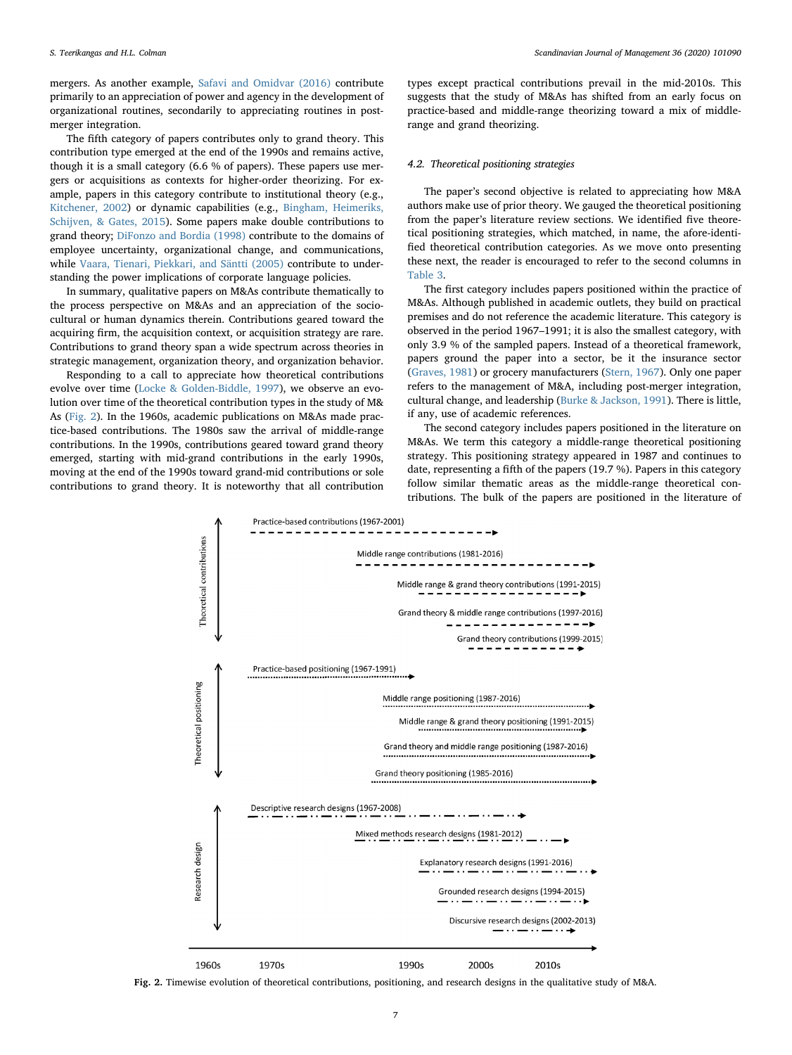mergers. As another example, Safavi and Omidvar (2016) contribute primarily to an appreciation of power and agency in the development of organizational routines, secondarily to appreciating routines in post-merger integration.

The fifth category of papers contributes only to grand theory. This contribution type emerged at the end of the 1990s and remains active, though it is a small category (6.6 % of papers). These papers use mergers or acquisitions as contexts for higher-order theorizing. For example, papers in this category contribute to institutional theory (e.g., Kitchener, 2002) or dynamic capabilities (e.g., Bingham, Heimeriks, Schijven, & Gates, 2015). Some papers make double contributions to grand theory; DiFonzo and Bordia (1998) contribute to the domains of employee uncertainty, organizational change, and communications, while Vaara, Tienari, Piekkari, and Säntti (2005) contribute to understanding the power implications of corporate language policies.

In summary, qualitative papers on M&As contribute thematically to the process perspective on M&As and an appreciation of the socio-cultural or human dynamics therein. Contributions geared toward the acquiring firm, the acquisition context, or acquisition strategy are rare. Contributions to grand theory span a wide spectrum across theories in strategic management, organization theory, and organization behavior.

Responding to a call to appreciate how theoretical contributions evolve over time (Locke & Golden-Biddle, 1997), we observe an evolution over time of the theoretical contribution types in the study of M&As (Fig. 2). In the 1960s, academic publications on M&As made practice-based contributions. The 1980s saw the arrival of middle-range contributions. In the 1990s, contributions geared toward grand theory emerged, starting with mid-grand contributions in the early 1990s, moving at the end of the 1990s toward grand-mid contributions or sole contributions to grand theory. It is noteworthy that all contribution types except practical contributions prevail in the mid-2010s. This suggests that the study of M&As has shifted from an early focus on practice-based and middle-range theorizing toward a mix of middle-range and grand theorizing.

### 4.2. Theoretical positioning strategies

The paper's second objective is related to appreciating how M&A authors make use of prior theory. We gauged the theoretical positioning from the paper's literature review sections. We identified five theoretical positioning strategies, which matched, in name, the afore-identified theoretical contribution categories. As we move onto presenting these next, the reader is encouraged to refer to the second columns in Table 3.

The first category includes papers positioned within the practice of M&As. Although published in academic outlets, they build on practical premises and do not reference the academic literature. This category is observed in the period 1967–1991; it is also the smallest category, with only 3.9 % of the sampled papers. Instead of a theoretical framework, papers ground the paper into a sector, be it the insurance sector (Graves, 1981) or grocery manufacturers (Stern, 1967). Only one paper refers to the management of M&A, including post-merger integration, cultural change, and leadership (Burke & Jackson, 1991). There is little, if any, use of academic references.

The second category includes papers positioned in the literature on M&As. We term this category a middle-range theoretical positioning strategy. This positioning strategy appeared in 1987 and continues to date, representing a fifth of the papers (19.7 %). Papers in this category follow similar thematic areas as the middle-range theoretical contributions. The bulk of the papers are positioned in the literature of

**Fig. 2.** Timewise evolution of theoretical contributions, positioning, and research designs in the qualitative study of M&A.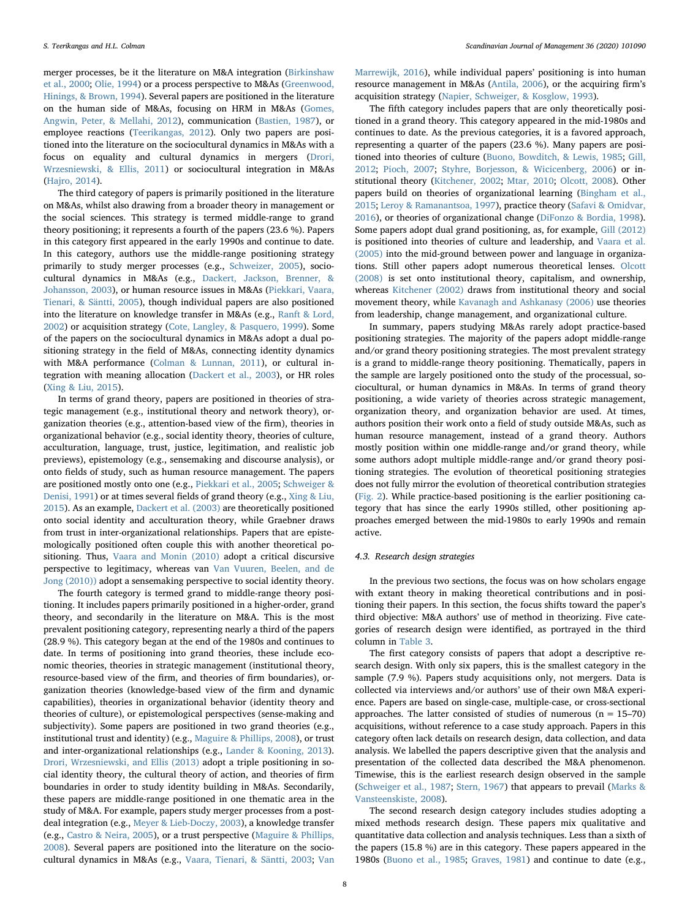merger processes, be it the literature on M&A integration (Birkinshaw et al., 2000; Olie, 1994) or a process perspective to M&As (Greenwood, Hinings, & Brown, 1994). Several papers are positioned in the literature on the human side of M&As, focusing on HRM in M&As (Gomes, Angwin, Peter, & Mellahi, 2012), communication (Bastien, 1987), or employee reactions (Teerikangas, 2012). Only two papers are positioned into the literature on the sociocultural dynamics in M&As with a focus on equality and cultural dynamics in mergers (Drori, Wrzesniewski, & Ellis, 2011) or sociocultural integration in M&As (Hajro, 2014).

The third category of papers is primarily positioned in the literature on M&As, whilst also drawing from a broader theory in management or the social sciences. This strategy is termed middle-range to grand theory positioning; it represents a fourth of the papers (23.6 %). Papers in this category first appeared in the early 1990s and continue to date. In this category, authors use the middle-range positioning strategy primarily to study merger processes (e.g., Schweizer, 2005), sociocultural dynamics in M&As (e.g., Dackert, Jackson, Brenner, & Johansson, 2003), or human resource issues in M&As (Piekkari, Vaara, Tienari, & Säntti, 2005), though individual papers are also positioned into the literature on knowledge transfer in M&As (e.g., Ranft & Lord, 2002) or acquisition strategy (Cote, Langley, & Pasquero, 1999). Some of the papers on the sociocultural dynamics in M&As adopt a dual positioning strategy in the field of M&As, connecting identity dynamics with M&A performance (Colman & Lunnan, 2011), or cultural integration with meaning allocation (Dackert et al., 2003), or HR roles (Xing & Liu, 2015).

In terms of grand theory, papers are positioned in theories of strategic management (e.g., institutional theory and network theory), organization theories (e.g., attention-based view of the firm), theories in organizational behavior (e.g., social identity theory, theories of culture, acculturation, language, trust, justice, legitimation, and realistic job previews), epistemology (e.g., sensemaking and discourse analysis), or onto fields of study, such as human resource management. The papers are positioned mostly onto one (e.g., Piekkari et al., 2005; Schweiger & Denisi, 1991) or at times several fields of grand theory (e.g., Xing & Liu, 2015). As an example, Dackert et al. (2003) are theoretically positioned onto social identity and acculturation theory, while Graebner draws from trust in inter-organizational relationships. Papers that are epistemologically positioned often couple this with another theoretical positioning. Thus, Vaara and Monin (2010) adopt a critical discursive perspective to legitimacy, whereas van Van Vuuren, Beelen, and de Jong (2010)) adopt a sensemaking perspective to social identity theory.

The fourth category is termed grand to middle-range theory positioning. It includes papers primarily positioned in a higher-order, grand theory, and secondarily in the literature on M&A. This is the most prevalent positioning category, representing nearly a third of the papers (28.9 %). This category began at the end of the 1980s and continues to date. In terms of positioning into grand theories, these include economic theories, theories in strategic management (institutional theory, resource-based view of the firm, and theories of firm boundaries), organization theories (knowledge-based view of the firm and dynamic capabilities), theories in organizational behavior (identity theory and theories of culture), or epistemological perspectives (sense-making and subjectivity). Some papers are positioned in two grand theories (e.g., institutional trust and identity) (e.g., Maguire & Phillips, 2008), or trust and inter-organizational relationships (e.g., Lander & Kooning, 2013). Drori, Wrzesniewski, and Ellis (2013) adopt a triple positioning in social identity theory, the cultural theory of action, and theories of firm boundaries in order to study identity building in M&As. Secondarily, these papers are middle-range positioned in one thematic area in the study of M&A. For example, papers study merger processes from a post-deal integration (e.g., Meyer & Lieb-Doczy, 2003), a knowledge transfer (e.g., Castro & Neira, 2005), or a trust perspective (Maguire & Phillips, 2008). Several papers are positioned into the literature on the sociocultural dynamics in M&As (e.g., Vaara, Tienari, & Säntti, 2003; Van Marrewijk, 2016), while individual papers' positioning is into human resource management in M&As (Antila, 2006), or the acquiring firm's acquisition strategy (Napier, Schweiger, & Kosglow, 1993).

The fifth category includes papers that are only theoretically positioned in a grand theory. This category appeared in the mid-1980s and continues to date. As the previous categories, it is a favored approach, representing a quarter of the papers (23.6 %). Many papers are positioned into theories of culture (Buono, Bowditch, & Lewis, 1985; Gill, 2012; Pioch, 2007; Styhre, Borjesson, & Wicicenberg, 2006) or institutional theory (Kitchener, 2002; Mtar, 2010; Olcott, 2008). Other papers build on theories of organizational learning (Bingham et al., 2015; Leroy & Ramanantsoa, 1997), practice theory (Safavi & Omidvar, 2016), or theories of organizational change (DiFonzo & Bordia, 1998). Some papers adopt dual grand positioning, as, for example, Gill (2012) is positioned into theories of culture and leadership, and Vaara et al. (2005) into the mid-ground between power and language in organizations. Still other papers adopt numerous theoretical lenses. Olcott (2008) is set onto institutional theory, capitalism, and ownership, whereas Kitchener (2002) draws from institutional theory and social movement theory, while Kavanagh and Ashkanasy (2006) use theories from leadership, change management, and organizational culture.

In summary, papers studying M&As rarely adopt practice-based positioning strategies. The majority of the papers adopt middle-range and/or grand theory positioning strategies. The most prevalent strategy is a grand to middle-range theory positioning. Thematically, papers in the sample are largely positioned onto the study of the processual, sociocultural, or human dynamics in M&As. In terms of grand theory positioning, a wide variety of theories across strategic management, organization theory, and organization behavior are used. At times, authors position their work onto a field of study outside M&As, such as human resource management, instead of a grand theory. Authors mostly position within one middle-range and/or grand theory, while some authors adopt multiple middle-range and/or grand theory positioning strategies. The evolution of theoretical positioning strategies does not fully mirror the evolution of theoretical contribution strategies (Fig. 2). While practice-based positioning is the earlier positioning category that has since the early 1990s stilled, other positioning approaches emerged between the mid-1980s to early 1990s and remain active.

### 4.3. Research design strategies

In the previous two sections, the focus was on how scholars engage with extant theory in making theoretical contributions and in positioning their papers. In this section, the focus shifts toward the paper's third objective: M&A authors' use of method in theorizing. Five categories of research design were identified, as portrayed in the third column in Table 3.

The first category consists of papers that adopt a descriptive research design. With only six papers, this is the smallest category in the sample (7.9 %). Papers study acquisitions only, not mergers. Data is collected via interviews and/or authors' use of their own M&A experience. Papers are based on single-case, multiple-case, or cross-sectional approaches. The latter consisted of studies of numerous (n = 15–70) acquisitions, without reference to a case study approach. Papers in this category often lack details on research design, data collection, and data analysis. We labelled the papers descriptive given that the analysis and presentation of the collected data described the M&A phenomenon. Timewise, this is the earliest research design observed in the sample (Schweiger et al., 1987; Stern, 1967) that appears to prevail (Marks & Vansteenskiste, 2008).

The second research design category includes studies adopting a mixed methods research design. These papers mix qualitative and quantitative data collection and analysis techniques. Less than a sixth of the papers (15.8 %) are in this category. These papers appeared in the 1980s (Buono et al., 1985; Graves, 1981) and continue to date (e.g.,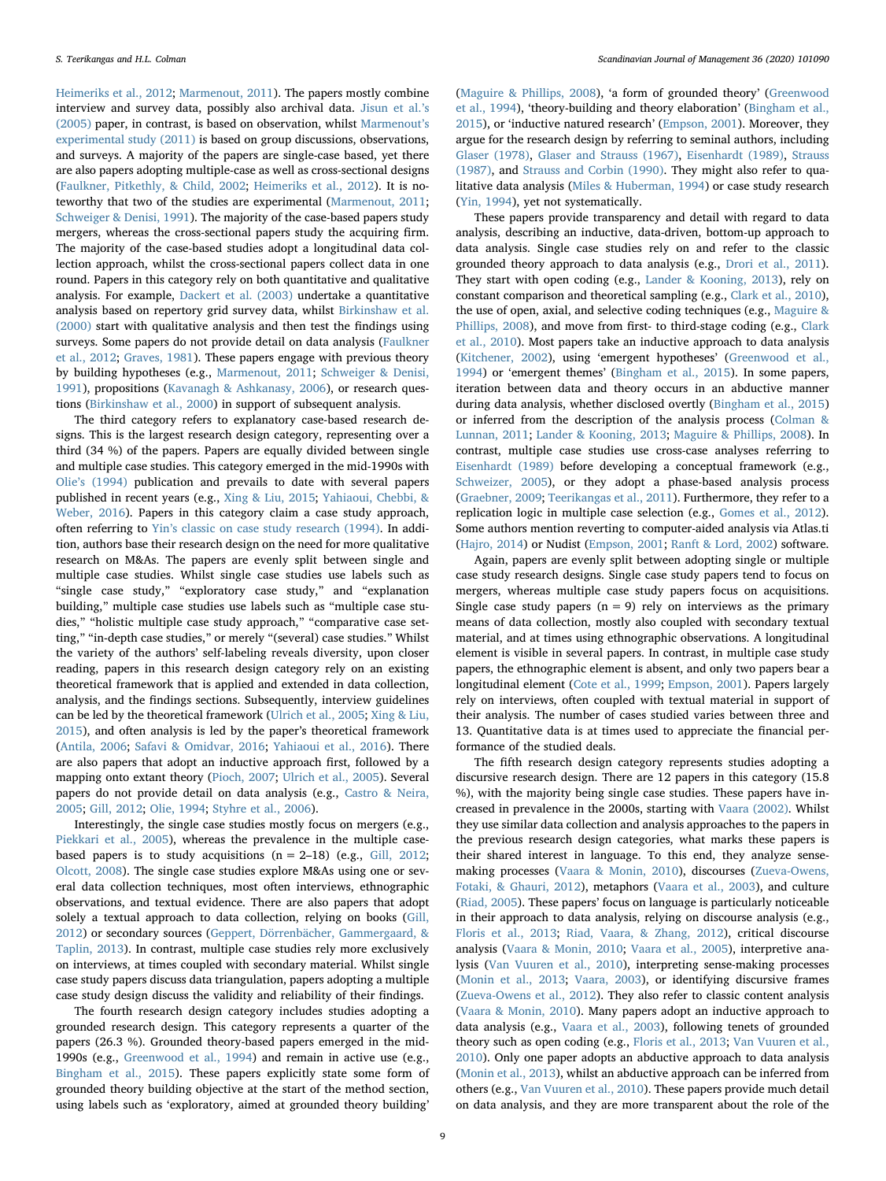Heimeriks et al., 2012; Marmenout, 2011). The papers mostly combine interview and survey data, possibly also archival data. Jisun et al.'s (2005) paper, in contrast, is based on observation, whilst Marmenout's experimental study (2011) is based on group discussions, observations, and surveys. A majority of the papers are single-case based, yet there are also papers adopting multiple-case as well as cross-sectional designs (Faulkner, Pitkethly, & Child, 2002; Heimeriks et al., 2012). It is noteworthy that two of the studies are experimental (Marmenout, 2011; Schweiger & Denisi, 1991). The majority of the case-based papers study mergers, whereas the cross-sectional papers study the acquiring firm. The majority of the case-based studies adopt a longitudinal data collection approach, whilst the cross-sectional papers collect data in one round. Papers in this category rely on both quantitative and qualitative analysis. For example, Dackert et al. (2003) undertake a quantitative analysis based on repertory grid survey data, whilst Birkinshaw et al. (2000) start with qualitative analysis and then test the findings using surveys. Some papers do not provide detail on data analysis (Faulkner et al., 2012; Graves, 1981). These papers engage with previous theory by building hypotheses (e.g., Marmenout, 2011; Schweiger & Denisi, 1991), propositions (Kavanagh & Ashkanasy, 2006), or research questions (Birkinshaw et al., 2000) in support of subsequent analysis.

The third category refers to explanatory case-based research designs. This is the largest research design category, representing over a third (34 %) of the papers. Papers are equally divided between single and multiple case studies. This category emerged in the mid-1990s with Olie's (1994) publication and prevails to date with several papers published in recent years (e.g., Xing & Liu, 2015; Yahiaoui, Chebbi, & Weber, 2016). Papers in this category claim a case study approach, often referring to Yin's classic on case study research (1994). In addition, authors base their research design on the need for more qualitative research on M&As. The papers are evenly split between single and multiple case studies. Whilst single case studies use labels such as "single case study," "exploratory case study," and "explanation building," multiple case studies use labels such as "multiple case studies," "holistic multiple case study approach," "comparative case setting," "in-depth case studies," or merely "(several) case studies." Whilst the variety of the authors' self-labeling reveals diversity, upon closer reading, papers in this research design category rely on an existing theoretical framework that is applied and extended in data collection, analysis, and the findings sections. Subsequently, interview guidelines can be led by the theoretical framework (Ulrich et al., 2005; Xing & Liu, 2015), and often analysis is led by the paper's theoretical framework (Antila, 2006; Safavi & Omidvar, 2016; Yahiaoui et al., 2016). There are also papers that adopt an inductive approach first, followed by a mapping onto extant theory (Pioch, 2007; Ulrich et al., 2005). Several papers do not provide detail on data analysis (e.g., Castro & Neira, 2005; Gill, 2012; Olie, 1994; Styhre et al., 2006).

Interestingly, the single case studies mostly focus on mergers (e.g., Piekkari et al., 2005), whereas the prevalence in the multiple case-based papers is to study acquisitions (n = 2–18) (e.g., Gill, 2012; Olcott, 2008). The single case studies explore M&As using one or several data collection techniques, most often interviews, ethnographic observations, and textual evidence. There are also papers that adopt solely a textual approach to data collection, relying on books (Gill, 2012) or secondary sources (Geppert, Dörrenbächer, Gammergaard, & Taplin, 2013). In contrast, multiple case studies rely more exclusively on interviews, at times coupled with secondary material. Whilst single case study papers discuss data triangulation, papers adopting a multiple case study design discuss the validity and reliability of their findings.

The fourth research design category includes studies adopting a grounded research design. This category represents a quarter of the papers (26.3 %). Grounded theory-based papers emerged in the mid-1990s (e.g., Greenwood et al., 1994) and remain in active use (e.g., Bingham et al., 2015). These papers explicitly state some form of grounded theory building objective at the start of the method section, using labels such as 'exploratory, aimed at grounded theory building' (Maguire & Phillips, 2008), 'a form of grounded theory' (Greenwood et al., 1994), 'theory-building and theory elaboration' (Bingham et al., 2015), or 'inductive natured research' (Empson, 2001). Moreover, they argue for the research design by referring to seminal authors, including Glaser (1978), Glaser and Strauss (1967), Eisenhardt (1989), Strauss (1987), and Strauss and Corbin (1990). They might also refer to qualitative data analysis (Miles & Huberman, 1994) or case study research (Yin, 1994), yet not systematically.

These papers provide transparency and detail with regard to data analysis, describing an inductive, data-driven, bottom-up approach to data analysis. Single case studies rely on and refer to the classic grounded theory approach to data analysis (e.g., Drori et al., 2011). They start with open coding (e.g., Lander & Kooning, 2013), rely on constant comparison and theoretical sampling (e.g., Clark et al., 2010), the use of open, axial, and selective coding techniques (e.g., Maguire & Phillips, 2008), and move from first- to third-stage coding (e.g., Clark et al., 2010). Most papers take an inductive approach to data analysis (Kitchener, 2002), using 'emergent hypotheses' (Greenwood et al., 1994) or 'emergent themes' (Bingham et al., 2015). In some papers, iteration between data and theory occurs in an abductive manner during data analysis, whether disclosed overtly (Bingham et al., 2015) or inferred from the description of the analysis process (Colman & Lunnan, 2011; Lander & Kooning, 2013; Maguire & Phillips, 2008). In contrast, multiple case studies use cross-case analyses referring to Eisenhardt (1989) before developing a conceptual framework (e.g., Schweizer, 2005), or they adopt a phase-based analysis process (Graebner, 2009; Teerikangas et al., 2011). Furthermore, they refer to a replication logic in multiple case selection (e.g., Gomes et al., 2012). Some authors mention reverting to computer-aided analysis via Atlas.ti (Hajro, 2014) or Nudist (Empson, 2001; Ranft & Lord, 2002) software.

Again, papers are evenly split between adopting single or multiple case study research designs. Single case study papers tend to focus on mergers, whereas multiple case study papers focus on acquisitions. Single case study papers (n = 9) rely on interviews as the primary means of data collection, mostly also coupled with secondary textual material, and at times using ethnographic observations. A longitudinal element is visible in several papers. In contrast, in multiple case study papers, the ethnographic element is absent, and only two papers bear a longitudinal element (Cote et al., 1999; Empson, 2001). Papers largely rely on interviews, often coupled with textual material in support of their analysis. The number of cases studied varies between three and 13. Quantitative data is at times used to appreciate the financial performance of the studied deals.

The fifth research design category represents studies adopting a discursive research design. There are 12 papers in this category (15.8 %), with the majority being single case studies. These papers have increased in prevalence in the 2000s, starting with Vaara (2002). Whilst they use similar data collection and analysis approaches to the papers in the previous research design categories, what marks these papers is their shared interest in language. To this end, they analyze sensemaking processes (Vaara & Monin, 2010), discourses (Zueva-Owens, Fotaki, & Ghauri, 2012), metaphors (Vaara et al., 2003), and culture (Riad, 2005). These papers' focus on language is particularly noticeable in their approach to data analysis, relying on discourse analysis (e.g., Floris et al., 2013; Riad, Vaara, & Zhang, 2012), critical discourse analysis (Vaara & Monin, 2010; Vaara et al., 2005), interpretive analysis (Van Vuuren et al., 2010), interpreting sense-making processes (Monin et al., 2013; Vaara, 2003), or identifying discursive frames (Zueva-Owens et al., 2012). They also refer to classic content analysis (Vaara & Monin, 2010). Many papers adopt an inductive approach to data analysis (e.g., Vaara et al., 2003), following tenets of grounded theory such as open coding (e.g., Floris et al., 2013; Van Vuuren et al., 2010). Only one paper adopts an abductive approach to data analysis (Monin et al., 2013), whilst an abductive approach can be inferred from others (e.g., Van Vuuren et al., 2010). These papers provide much detail on data analysis, and they are more transparent about the role of the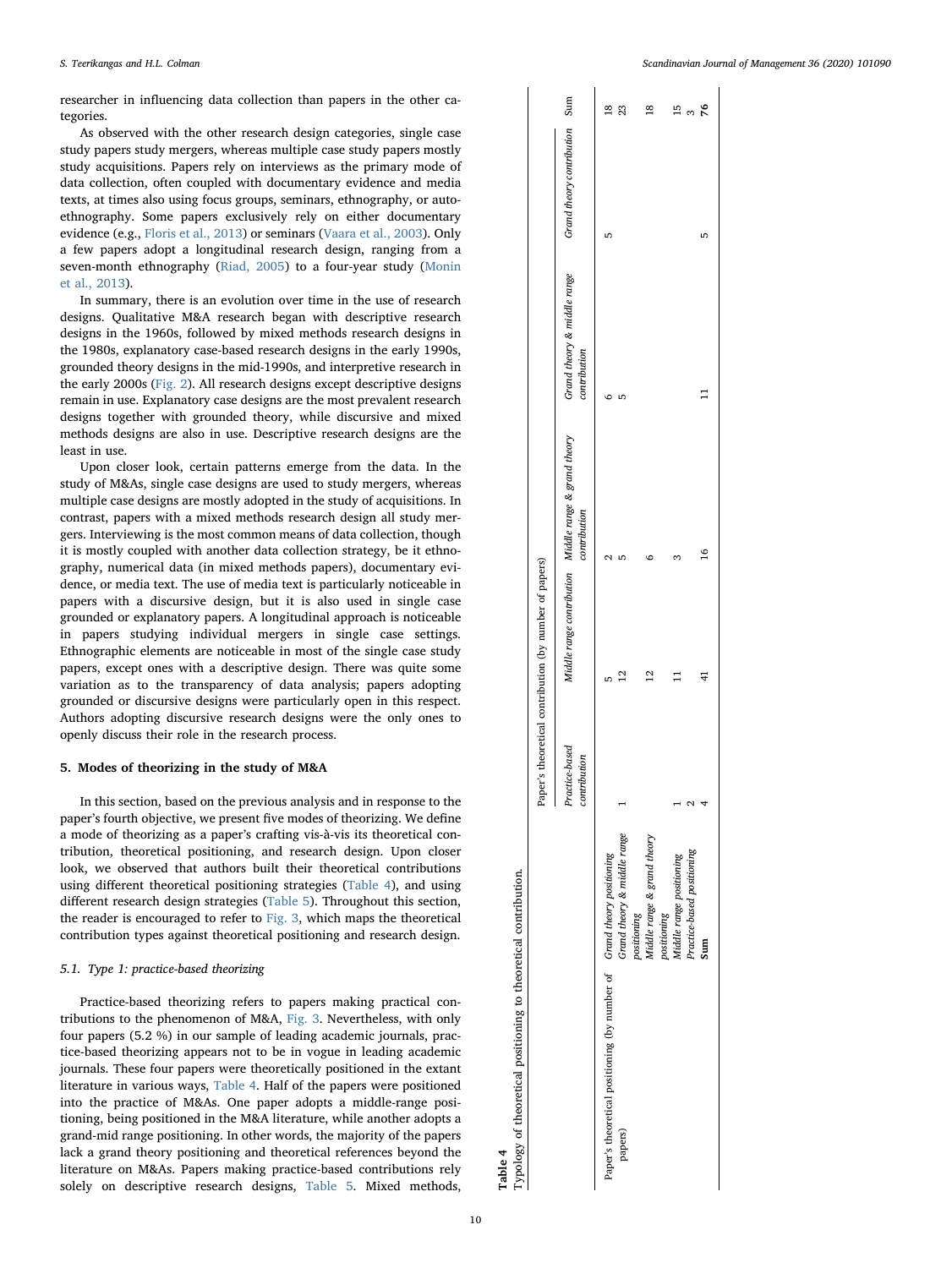researcher in influencing data collection than papers in the other categories.

As observed with the other research design categories, single case study papers study mergers, whereas multiple case study papers mostly study acquisitions. Papers rely on interviews as the primary mode of data collection, often coupled with documentary evidence and media texts, at times also using focus groups, seminars, ethnography, or auto-ethnography. Some papers exclusively rely on either documentary evidence (e.g., Floris et al., 2013) or seminars (Vaara et al., 2003). Only a few papers adopt a longitudinal research design, ranging from a seven-month ethnography (Riad, 2005) to a four-year study (Monin et al., 2013).

In summary, there is an evolution over time in the use of research designs. Qualitative M&A research began with descriptive research designs in the 1960s, followed by mixed methods research designs in the 1980s, explanatory case-based research designs in the early 1990s, grounded theory designs in the mid-1990s, and interpretive research in the early 2000s (Fig. 2). All research designs except descriptive designs remain in use. Explanatory case designs are the most prevalent research designs together with grounded theory, while discursive and mixed methods designs are also in use. Descriptive research designs are the least in use.

Upon closer look, certain patterns emerge from the data. In the study of M&As, single case designs are used to study mergers, whereas multiple case designs are mostly adopted in the study of acquisitions. In contrast, papers with a mixed methods research design all study mergers. Interviewing is the most common means of data collection, though it is mostly coupled with another data collection strategy, be it ethnography, numerical data (in mixed methods papers), documentary evidence, or media text. The use of media text is particularly noticeable in papers with a discursive design, but it is also used in single case grounded or explanatory papers. A longitudinal approach is noticeable in papers studying individual mergers in single case settings. Ethnographic elements are noticeable in most of the single case study papers, except ones with a descriptive design. There was quite some variation as to the transparency of data analysis; papers adopting grounded or discursive designs were particularly open in this respect. Authors adopting discursive research designs were the only ones to openly discuss their role in the research process.

## 5. Modes of theorizing in the study of M&A

In this section, based on the previous analysis and in response to the paper's fourth objective, we present five modes of theorizing. We define a mode of theorizing as a paper's crafting vis-à-vis its theoretical contribution, theoretical positioning, and research design. Upon closer look, we observed that authors built their theoretical contributions using different theoretical positioning strategies (Table 4), and using different research design strategies (Table 5). Throughout this section, the reader is encouraged to refer to Fig. 3, which maps the theoretical contribution types against theoretical positioning and research design.

### 5.1. Type 1: practice-based theorizing

Practice-based theorizing refers to papers making practical contributions to the phenomenon of M&A, Fig. 3. Nevertheless, with only four papers (5.2 %) in our sample of leading academic journals, practice-based theorizing appears not to be in vogue in leading academic journals. These four papers were theoretically positioned in the extant literature in various ways, Table 4. Half of the papers were positioned into the practice of M&As. One paper adopts a middle-range positioning, being positioned in the M&A literature, while another adopts a grand-mid range positioning. In other words, the majority of the papers lack a grand theory positioning and theoretical references beyond the literature on M&As. Papers making practice-based contributions rely solely on descriptive research designs, Table 5. Mixed methods,

**Table 4**
Typology of theoretical positioning to theoretical contribution.

| | | Paper's theoretical contribution (by number of papers) | | | | | |
|---|---|---|---|---|---|---|---|
| | | *Practice-based contribution* | *Middle range contribution* | *Middle range & grand theory contribution* | *Grand theory & middle range contribution* | *Grand theory contribution* | Sum |
| Paper's theoretical positioning (by number of papers) | *Grand theory positioning* | | 5 | 2 | 6 | 5 | 18 |
| | *Grand theory & middle range positioning* | 1 | 12 | 5 | 5 | | 23 |
| | *Middle range & grand theory positioning* | | 12 | 6 | | | 18 |
| | *Middle range positioning* | 1 | 11 | 3 | | | 15 |
| | *Practice-based positioning* | 2 | | | | | 3 |
| | **Sum** | 4 | 41 | 16 | 11 | 5 | **76** |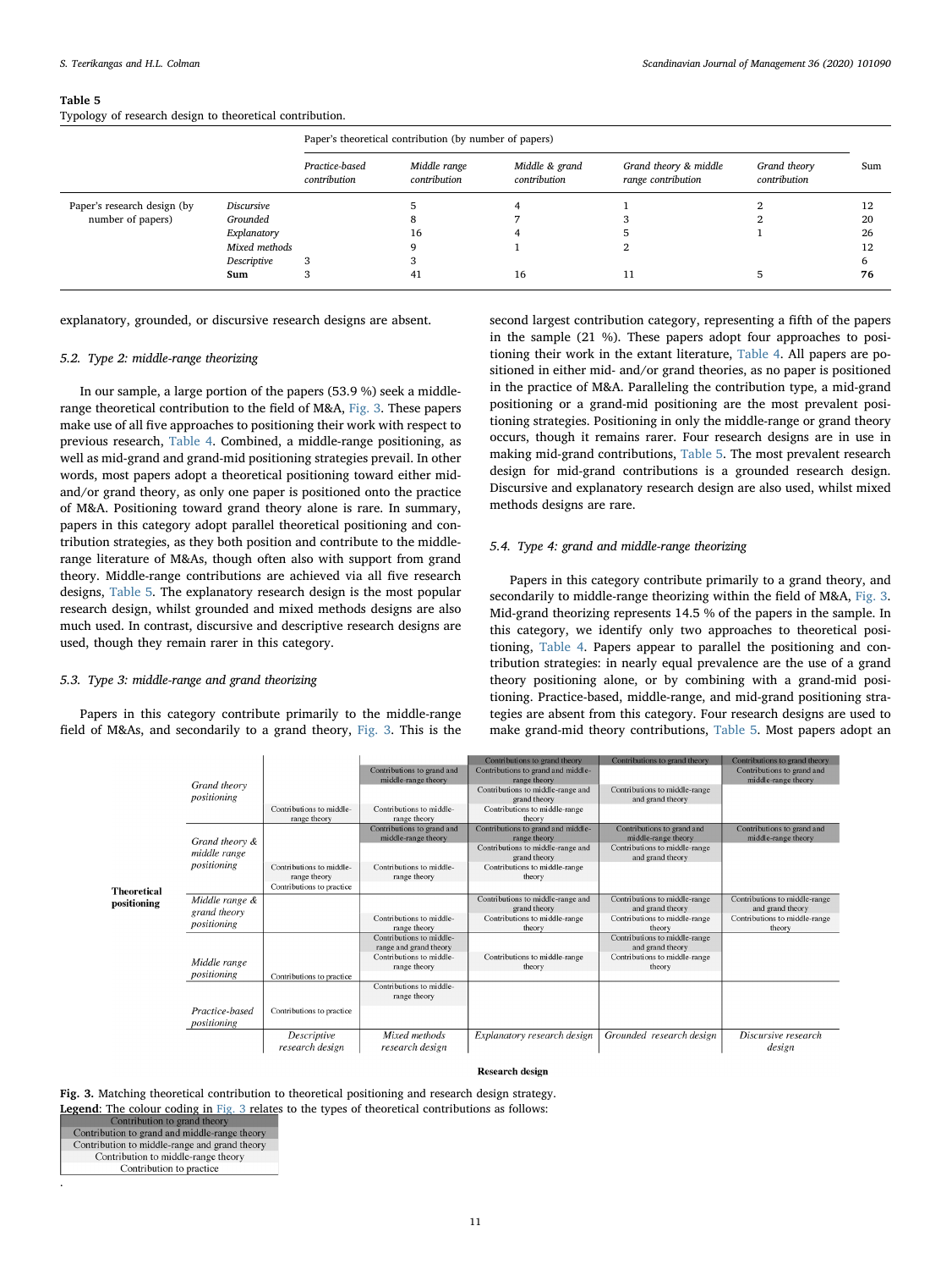**Table 5**
Typology of research design to theoretical contribution.

| | | Paper's theoretical contribution (by number of papers) | | | | | |
|---|---|---|---|---|---|---|---|
| | | *Practice-based contribution* | *Middle range contribution* | *Middle & grand contribution* | *Grand theory & middle range contribution* | *Grand theory contribution* | Sum |
| Paper's research design (by number of papers) | *Discursive* | | 5 | 4 | 1 | 2 | 12 |
| | *Grounded* | | 8 | 7 | 3 | 2 | 20 |
| | *Explanatory* | | 16 | 4 | 5 | 1 | 26 |
| | *Mixed methods* | | 9 | 1 | 2 | | 12 |
| | *Descriptive* | 3 | 3 | | | | 6 |
| | **Sum** | 3 | 41 | 16 | 11 | 5 | **76** |

explanatory, grounded, or discursive research designs are absent.

### 5.2. Type 2: middle-range theorizing

In our sample, a large portion of the papers (53.9 %) seek a middle-range theoretical contribution to the field of M&A, Fig. 3. These papers make use of all five approaches to positioning their work with respect to previous research, Table 4. Combined, a middle-range positioning, as well as mid-grand and grand-mid positioning strategies prevail. In other words, most papers adopt a theoretical positioning toward either mid- and/or grand theory, as only one paper is positioned onto the practice of M&A. Positioning toward grand theory alone is rare. In summary, papers in this category adopt parallel theoretical positioning and contribution strategies, as they both position and contribute to the middle-range literature of M&As, though often also with support from grand theory. Middle-range contributions are achieved via all five research designs, Table 5. The explanatory research design is the most popular research design, whilst grounded and mixed methods designs are also much used. In contrast, discursive and descriptive research designs are used, though they remain rarer in this category.

### 5.3. Type 3: middle-range and grand theorizing

Papers in this category contribute primarily to the middle-range field of M&As, and secondarily to a grand theory, Fig. 3. This is the second largest contribution category, representing a fifth of the papers in the sample (21 %). These papers adopt four approaches to positioning their work in the extant literature, Table 4. All papers are positioned in either mid- and/or grand theories, as no paper is positioned in the practice of M&A. Paralleling the contribution type, a mid-grand positioning or a grand-mid positioning are the most prevalent positioning strategies. Positioning in only the middle-range or grand theory occurs, though it remains rarer. Four research designs are in use in making mid-grand contributions, Table 5. The most prevalent research design for mid-grand contributions is a grounded research design. Discursive and explanatory research design are also used, whilst mixed methods designs are rare.

### 5.4. Type 4: grand and middle-range theorizing

Papers in this category contribute primarily to a grand theory, and secondarily to middle-range theorizing within the field of M&A, Fig. 3. Mid-grand theorizing represents 14.5 % of the papers in the sample. In this category, we identify only two approaches to theoretical positioning, Table 4. Papers appear to parallel the positioning and contribution strategies: in nearly equal prevalence are the use of a grand theory positioning alone, or by combining with a grand-mid positioning. Practice-based, middle-range, and mid-grand positioning strategies are absent from this category. Four research designs are used to make grand-mid theory contributions, Table 5. Most papers adopt an

| Theoretical positioning | Descriptive research design | Mixed methods research design | Explanatory research design | Grounded research design | Discursive research design |
|---|---|---|---|---|---|
| *Grand theory positioning* | Contributions to middle-range theory | Contributions to grand and middle-range theory; Contributions to middle-range theory | Contributions to grand theory; Contributions to grand and middle-range theory; Contributions to middle-range and grand theory; Contributions to middle-range theory | Contributions to grand theory; Contributions to middle-range and grand theory | Contributions to grand theory; Contributions to grand and middle-range theory |
| *Grand theory & middle range positioning* | Contributions to middle-range theory; Contributions to practice | Contributions to grand and middle-range theory; Contributions to middle-range theory | Contributions to grand and middle-range theory; Contributions to middle-range and grand theory; Contributions to middle-range theory | Contributions to grand and middle-range theory; Contributions to middle-range and grand theory | Contributions to grand and middle-range theory |
| *Middle range & grand theory positioning* | | Contributions to middle-range theory | Contributions to middle-range and grand theory; Contributions to middle-range theory | Contributions to middle-range and grand theory; Contributions to middle-range theory | Contributions to middle-range and grand theory; Contributions to middle-range theory |
| *Middle range positioning* | Contributions to practice | Contributions to middle-range and grand theory; Contributions to middle-range theory | Contributions to middle-range theory | Contributions to middle-range and grand theory; Contributions to middle-range theory | |
| *Practice-based positioning* | Contributions to practice | Contributions to middle-range theory | | | |

**Research design**

**Fig. 3.** Matching theoretical contribution to theoretical positioning and research design strategy.
**Legend**: The colour coding in Fig. 3 relates to the types of theoretical contributions as follows:

- Contribution to grand theory
- Contribution to grand and middle-range theory
- Contribution to middle-range and grand theory
- Contribution to middle-range theory
- Contribution to practice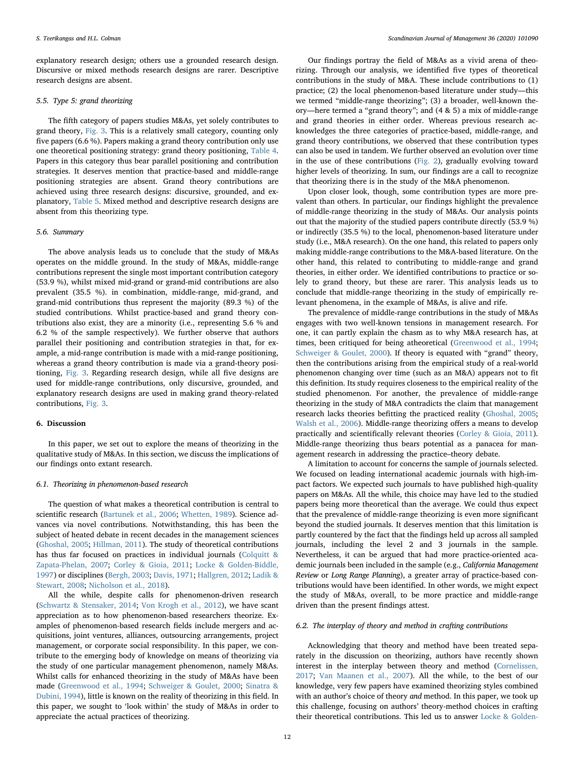explanatory research design; others use a grounded research design. Discursive or mixed methods research designs are rarer. Descriptive research designs are absent.

### 5.5. Type 5: grand theorizing

The fifth category of papers studies M&As, yet solely contributes to grand theory, Fig. 3. This is a relatively small category, counting only five papers (6.6 %). Papers making a grand theory contribution only use one theoretical positioning strategy: grand theory positioning, Table 4. Papers in this category thus bear parallel positioning and contribution strategies. It deserves mention that practice-based and middle-range positioning strategies are absent. Grand theory contributions are achieved using three research designs: discursive, grounded, and explanatory, Table 5. Mixed method and descriptive research designs are absent from this theorizing type.

### 5.6. Summary

The above analysis leads us to conclude that the study of M&As operates on the middle ground. In the study of M&As, middle-range contributions represent the single most important contribution category (53.9 %), whilst mixed mid-grand or grand-mid contributions are also prevalent (35.5 %). in combination, middle-range, mid-grand, and grand-mid contributions thus represent the majority (89.3 %) of the studied contributions. Whilst practice-based and grand theory contributions also exist, they are a minority (i.e., representing 5.6 % and 6.2 % of the sample respectively). We further observe that authors parallel their positioning and contribution strategies in that, for example, a mid-range contribution is made with a mid-range positioning, whereas a grand theory contribution is made via a grand-theory positioning, Fig. 3. Regarding research design, while all five designs are used for middle-range contributions, only discursive, grounded, and explanatory research designs are used in making grand theory-related contributions, Fig. 3.

## 6. Discussion

In this paper, we set out to explore the means of theorizing in the qualitative study of M&As. In this section, we discuss the implications of our findings onto extant research.

### 6.1. Theorizing in phenomenon-based research

The question of what makes a theoretical contribution is central to scientific research (Bartunek et al., 2006; Whetten, 1989). Science advances via novel contributions. Notwithstanding, this has been the subject of heated debate in recent decades in the management sciences (Ghoshal, 2005; Hillman, 2011). The study of theoretical contributions has thus far focused on practices in individual journals (Colquitt & Zapata-Phelan, 2007; Corley & Gioia, 2011; Locke & Golden-Biddle, 1997) or disciplines (Bergh, 2003; Davis, 1971; Hallgren, 2012; Ladik & Stewart, 2008; Nicholson et al., 2018).

All the while, despite calls for phenomenon-driven research (Schwartz & Stensaker, 2014; Von Krogh et al., 2012), we have scant appreciation as to how phenomenon-based researchers theorize. Examples of phenomenon-based research fields include mergers and acquisitions, joint ventures, alliances, outsourcing arrangements, project management, or corporate social responsibility. In this paper, we contribute to the emerging body of knowledge on means of theorizing via the study of one particular management phenomenon, namely M&As. Whilst calls for enhanced theorizing in the study of M&As have been made (Greenwood et al., 1994; Schweiger & Goulet, 2000; Sinatra & Dubini, 1994), little is known on the reality of theorizing in this field. In this paper, we sought to 'look within' the study of M&As in order to appreciate the actual practices of theorizing.

Our findings portray the field of M&As as a vivid arena of theorizing. Through our analysis, we identified five types of theoretical contributions in the study of M&A. These include contributions to (1) practice; (2) the local phenomenon-based literature under study—this we termed "middle-range theorizing"; (3) a broader, well-known theory—here termed a "grand theory"; and (4 & 5) a mix of middle-range and grand theories in either order. Whereas previous research acknowledges the three categories of practice-based, middle-range, and grand theory contributions, we observed that these contribution types can also be used in tandem. We further observed an evolution over time in the use of these contributions (Fig. 2), gradually evolving toward higher levels of theorizing. In sum, our findings are a call to recognize that theorizing there is in the study of the M&A phenomenon.

Upon closer look, though, some contribution types are more prevalent than others. In particular, our findings highlight the prevalence of middle-range theorizing in the study of M&As. Our analysis points out that the majority of the studied papers contribute directly (53.9 %) or indirectly (35.5 %) to the local, phenomenon-based literature under study (i.e., M&A research). On the one hand, this related to papers only making middle-range contributions to the M&A-based literature. On the other hand, this related to contributing to middle-range and grand theories, in either order. We identified contributions to practice or solely to grand theory, but these are rarer. This analysis leads us to conclude that middle-range theorizing in the study of empirically relevant phenomena, in the example of M&As, is alive and rife.

The prevalence of middle-range contributions in the study of M&As engages with two well-known tensions in management research. For one, it can partly explain the chasm as to why M&A research has, at times, been critiqued for being atheoretical (Greenwood et al., 1994; Schweiger & Goulet, 2000). If theory is equated with "grand" theory, then the contributions arising from the empirical study of a real-world phenomenon changing over time (such as an M&A) appears not to fit this definition. Its study requires closeness to the empirical reality of the studied phenomenon. For another, the prevalence of middle-range theorizing in the study of M&A contradicts the claim that management research lacks theories befitting the practiced reality (Ghoshal, 2005; Walsh et al., 2006). Middle-range theorizing offers a means to develop practically and scientifically relevant theories (Corley & Gioia, 2011). Middle-range theorizing thus bears potential as a panacea for management research in addressing the practice–theory debate.

A limitation to account for concerns the sample of journals selected. We focused on leading international academic journals with high-impact factors. We expected such journals to have published high-quality papers on M&As. All the while, this choice may have led to the studied papers being more theoretical than the average. We could thus expect that the prevalence of middle-range theorizing is even more significant beyond the studied journals. It deserves mention that this limitation is partly countered by the fact that the findings held up across all sampled journals, including the level 2 and 3 journals in the sample. Nevertheless, it can be argued that had more practice-oriented academic journals been included in the sample (e.g., *California Management Review* or *Long Range Planning*), a greater array of practice-based contributions would have been identified. In other words, we might expect the study of M&As, overall, to be more practice and middle-range driven than the present findings attest.

### 6.2. The interplay of theory and method in crafting contributions

Acknowledging that theory and method have been treated separately in the discussion on theorizing, authors have recently shown interest in the interplay between theory and method (Cornelissen, 2017; Van Maanen et al., 2007). All the while, to the best of our knowledge, very few papers have examined theorizing styles combined with an author's choice of theory *and* method. In this paper, we took up this challenge, focusing on authors' theory-method choices in crafting their theoretical contributions. This led us to answer Locke & Golden-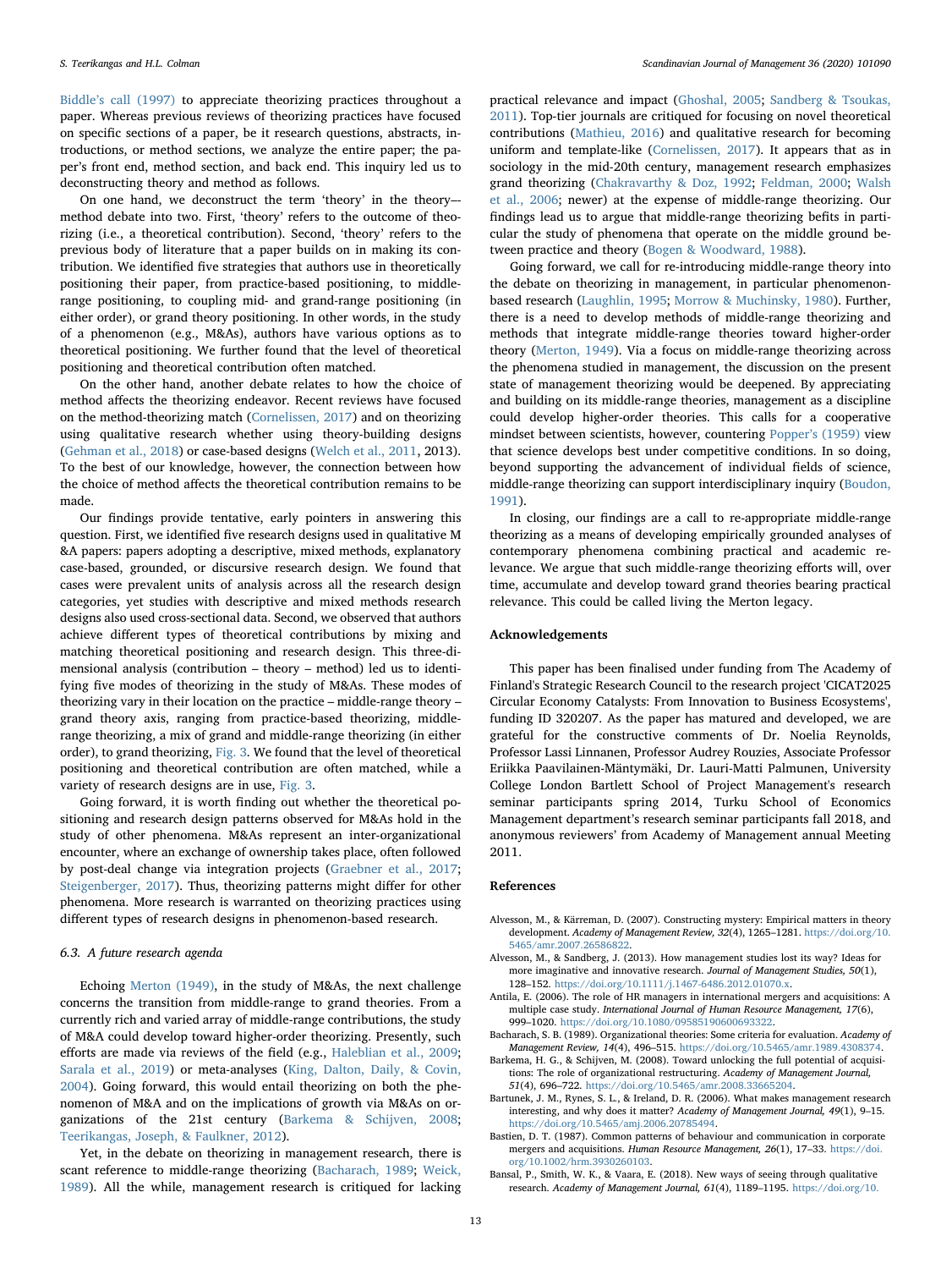Biddle's call (1997) to appreciate theorizing practices throughout a paper. Whereas previous reviews of theorizing practices have focused on specific sections of a paper, be it research questions, abstracts, introductions, or method sections, we analyze the entire paper; the paper's front end, method section, and back end. This inquiry led us to deconstructing theory and method as follows.

On one hand, we deconstruct the term 'theory' in the theory–-method debate into two. First, 'theory' refers to the outcome of theorizing (i.e., a theoretical contribution). Second, 'theory' refers to the previous body of literature that a paper builds on in making its contribution. We identified five strategies that authors use in theoretically positioning their paper, from practice-based positioning, to middle-range positioning, to coupling mid- and grand-range positioning (in either order), or grand theory positioning. In other words, in the study of a phenomenon (e.g., M&As), authors have various options as to theoretical positioning. We further found that the level of theoretical positioning and theoretical contribution often matched.

On the other hand, another debate relates to how the choice of method affects the theorizing endeavor. Recent reviews have focused on the method-theorizing match (Cornelissen, 2017) and on theorizing using qualitative research whether using theory-building designs (Gehman et al., 2018) or case-based designs (Welch et al., 2011, 2013). To the best of our knowledge, however, the connection between how the choice of method affects the theoretical contribution remains to be made.

Our findings provide tentative, early pointers in answering this question. First, we identified five research designs used in qualitative M &A papers: papers adopting a descriptive, mixed methods, explanatory case-based, grounded, or discursive research design. We found that cases were prevalent units of analysis across all the research design categories, yet studies with descriptive and mixed methods research designs also used cross-sectional data. Second, we observed that authors achieve different types of theoretical contributions by mixing and matching theoretical positioning and research design. This three-dimensional analysis (contribution – theory – method) led us to identifying five modes of theorizing in the study of M&As. These modes of theorizing vary in their location on the practice – middle-range theory – grand theory axis, ranging from practice-based theorizing, middle-range theorizing, a mix of grand and middle-range theorizing (in either order), to grand theorizing, Fig. 3. We found that the level of theoretical positioning and theoretical contribution are often matched, while a variety of research designs are in use, Fig. 3.

Going forward, it is worth finding out whether the theoretical positioning and research design patterns observed for M&As hold in the study of other phenomena. M&As represent an inter-organizational encounter, where an exchange of ownership takes place, often followed by post-deal change via integration projects (Graebner et al., 2017; Steigenberger, 2017). Thus, theorizing patterns might differ for other phenomena. More research is warranted on theorizing practices using different types of research designs in phenomenon-based research.

### 6.3. A future research agenda

Echoing Merton (1949), in the study of M&As, the next challenge concerns the transition from middle-range to grand theories. From a currently rich and varied array of middle-range contributions, the study of M&A could develop toward higher-order theorizing. Presently, such efforts are made via reviews of the field (e.g., Haleblian et al., 2009; Sarala et al., 2019) or meta-analyses (King, Dalton, Daily, & Covin, 2004). Going forward, this would entail theorizing on both the phenomenon of M&A and on the implications of growth via M&As on organizations of the 21st century (Barkema & Schijven, 2008; Teerikangas, Joseph, & Faulkner, 2012).

Yet, in the debate on theorizing in management research, there is scant reference to middle-range theorizing (Bacharach, 1989; Weick, 1989). All the while, management research is critiqued for lacking practical relevance and impact (Ghoshal, 2005; Sandberg & Tsoukas, 2011). Top-tier journals are critiqued for focusing on novel theoretical contributions (Mathieu, 2016) and qualitative research for becoming uniform and template-like (Cornelissen, 2017). It appears that as in sociology in the mid-20th century, management research emphasizes grand theorizing (Chakravarthy & Doz, 1992; Feldman, 2000; Walsh et al., 2006; newer) at the expense of middle-range theorizing. Our findings lead us to argue that middle-range theorizing befits in particular the study of phenomena that operate on the middle ground between practice and theory (Bogen & Woodward, 1988).

Going forward, we call for re-introducing middle-range theory into the debate on theorizing in management, in particular phenomenon-based research (Laughlin, 1995; Morrow & Muchinsky, 1980). Further, there is a need to develop methods of middle-range theorizing and methods that integrate middle-range theories toward higher-order theory (Merton, 1949). Via a focus on middle-range theorizing across the phenomena studied in management, the discussion on the present state of management theorizing would be deepened. By appreciating and building on its middle-range theories, management as a discipline could develop higher-order theories. This calls for a cooperative mindset between scientists, however, countering Popper's (1959) view that science develops best under competitive conditions. In so doing, beyond supporting the advancement of individual fields of science, middle-range theorizing can support interdisciplinary inquiry (Boudon, 1991).

In closing, our findings are a call to re-appropriate middle-range theorizing as a means of developing empirically grounded analyses of contemporary phenomena combining practical and academic relevance. We argue that such middle-range theorizing efforts will, over time, accumulate and develop toward grand theories bearing practical relevance. This could be called living the Merton legacy.

## Acknowledgements

This paper has been finalised under funding from The Academy of Finland's Strategic Research Council to the research project 'CICAT2025 Circular Economy Catalysts: From Innovation to Business Ecosystems', funding ID 320207. As the paper has matured and developed, we are grateful for the constructive comments of Dr. Noelia Reynolds, Professor Lassi Linnanen, Professor Audrey Rouzies, Associate Professor Eriikka Paavilainen-Mäntymäki, Dr. Lauri-Matti Palmunen, University College London Bartlett School of Project Management's research seminar participants spring 2014, Turku School of Economics Management department's research seminar participants fall 2018, and anonymous reviewers' from Academy of Management annual Meeting 2011.

## References

Alvesson, M., & Kärreman, D. (2007). Constructing mystery: Empirical matters in theory development. *Academy of Management Review, 32*(4), 1265–1281. https://doi.org/10.5465/amr.2007.26586822.

Alvesson, M., & Sandberg, J. (2013). How management studies lost its way? Ideas for more imaginative and innovative research. *Journal of Management Studies, 50*(1), 128–152. https://doi.org/10.1111/j.1467-6486.2012.01070.x.

Antila, E. (2006). The role of HR managers in international mergers and acquisitions: A multiple case study. *International Journal of Human Resource Management, 17*(6), 999–1020. https://doi.org/10.1080/09585190600693322.

Bacharach, S. B. (1989). Organizational theories: Some criteria for evaluation. *Academy of Management Review, 14*(4), 496–515. https://doi.org/10.5465/amr.1989.4308374.

Barkema, H. G., & Schijven, M. (2008). Toward unlocking the full potential of acquisitions: The role of organizational restructuring. *Academy of Management Journal, 51*(4), 696–722. https://doi.org/10.5465/amr.2008.33665204.

Bartunek, J. M., Rynes, S. L., & Ireland, D. R. (2006). What makes management research interesting, and why does it matter? *Academy of Management Journal, 49*(1), 9–15. https://doi.org/10.5465/amj.2006.20785494.

Bastien, D. T. (1987). Common patterns of behaviour and communication in corporate mergers and acquisitions. *Human Resource Management, 26*(1), 17–33. https://doi.org/10.1002/hrm.3930260103.

Bansal, P., Smith, W. K., & Vaara, E. (2018). New ways of seeing through qualitative research. *Academy of Management Journal, 61*(4), 1189–1195. https://doi.org/10.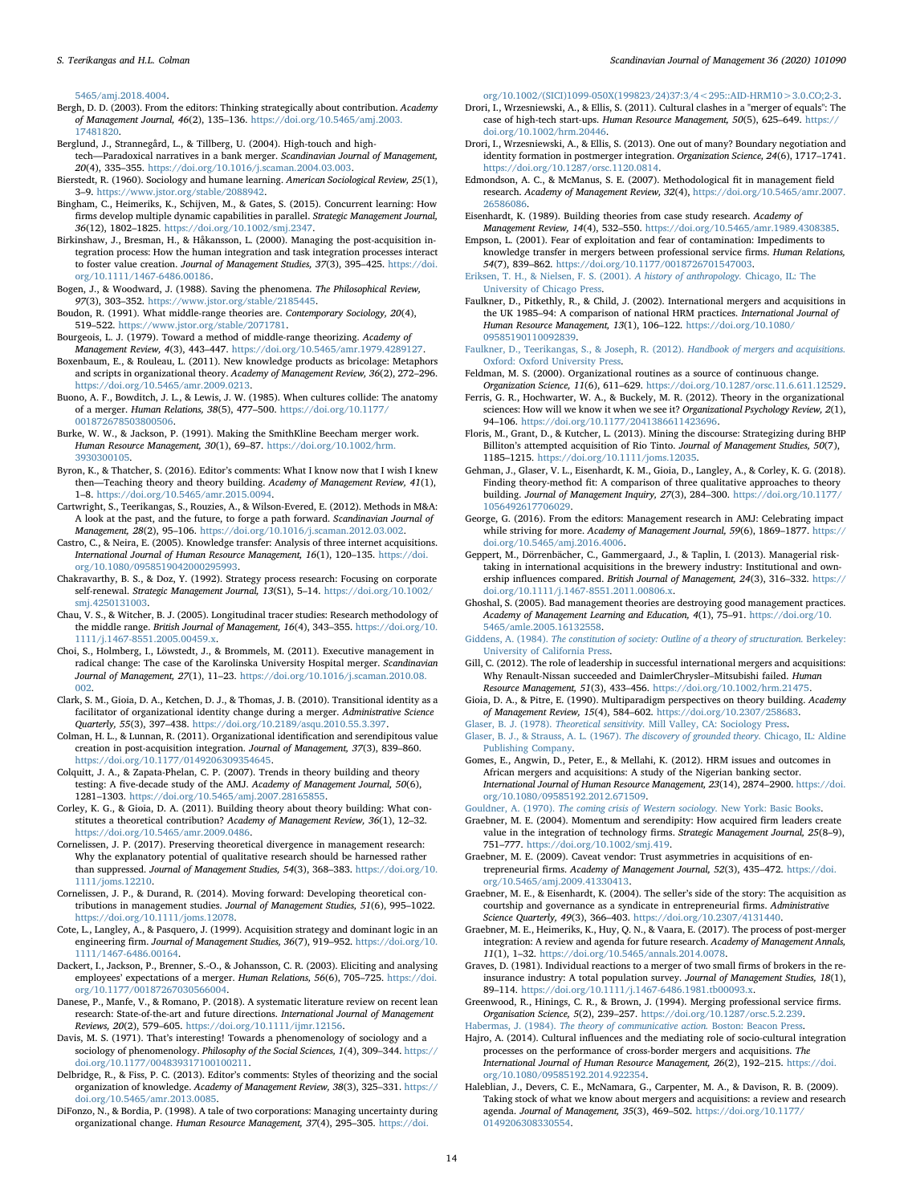5465/amj.2018.4004.

Bergh, D. D. (2003). From the editors: Thinking strategically about contribution. *Academy of Management Journal, 46*(2), 135–136. https://doi.org/10.5465/amj.2003.17481820.

Berglund, J., Strannegård, L., & Tillberg, U. (2004). High-touch and high-tech—Paradoxical narratives in a bank merger. *Scandinavian Journal of Management, 20*(4), 335–355. https://doi.org/10.1016/j.scaman.2004.03.003.

Bierstedt, R. (1960). Sociology and humane learning. *American Sociological Review, 25*(1), 3–9. https://www.jstor.org/stable/2088942.

Bingham, C., Heimeriks, K., Schijven, M., & Gates, S. (2015). Concurrent learning: How firms develop multiple dynamic capabilities in parallel. *Strategic Management Journal, 36*(12), 1802–1825. https://doi.org/10.1002/smj.2347.

Birkinshaw, J., Bresman, H., & Håkansson, L. (2000). Managing the post-acquisition integration process: How the human integration and task integration processes interact to foster value creation. *Journal of Management Studies, 37*(3), 395–425. https://doi.org/10.1111/1467-6486.00186.

Bogen, J., & Woodward, J. (1988). Saving the phenomena. *The Philosophical Review, 97*(3), 303–352. https://www.jstor.org/stable/2185445.

Boudon, R. (1991). What middle-range theories are. *Contemporary Sociology, 20*(4), 519–522. https://www.jstor.org/stable/2071781.

Bourgeois, L. J. (1979). Toward a method of middle-range theorizing. *Academy of Management Review, 4*(3), 443–447. https://doi.org/10.5465/amr.1979.4289127.

Boxenbaum, E., & Rouleau, L. (2011). New knowledge products as bricolage: Metaphors and scripts in organizational theory. *Academy of Management Review, 36*(2), 272–296. https://doi.org/10.5465/amr.2009.0213.

Buono, A. F., Bowditch, J. L., & Lewis, J. W. (1985). When cultures collide: The anatomy of a merger. *Human Relations, 38*(5), 477–500. https://doi.org/10.1177/001872678503800506.

Burke, W. W., & Jackson, P. (1991). Making the SmithKline Beecham merger work. *Human Resource Management, 30*(1), 69–87. https://doi.org/10.1002/hrm.3930300105.

Byron, K., & Thatcher, S. (2016). Editor's comments: What I know now that I wish I knew then—Teaching theory and theory building. *Academy of Management Review, 41*(1), 1–8. https://doi.org/10.5465/amr.2015.0094.

Cartwright, S., Teerikangas, S., Rouzies, A., & Wilson-Evered, E. (2012). Methods in M&A: A look at the past, and the future, to forge a path forward. *Scandinavian Journal of Management, 28*(2), 95–106. https://doi.org/10.1016/j.scaman.2012.03.002.

Castro, C., & Neira, E. (2005). Knowledge transfer: Analysis of three internet acquisitions. *International Journal of Human Resource Management, 16*(1), 120–135. https://doi.org/10.1080/0958519042000295993.

Chakravarthy, B. S., & Doz, Y. (1992). Strategy process research: Focusing on corporate self-renewal. *Strategic Management Journal, 13*(S1), 5–14. https://doi.org/10.1002/smj.4250131003.

Chau, V. S., & Witcher, B. J. (2005). Longitudinal tracer studies: Research methodology of the middle range. *British Journal of Management, 16*(4), 343–355. https://doi.org/10.1111/j.1467-8551.2005.00459.x.

Choi, S., Holmberg, I., Löwstedt, J., & Brommels, M. (2011). Executive management in radical change: The case of the Karolinska University Hospital merger. *Scandinavian Journal of Management, 27*(1), 11–23. https://doi.org/10.1016/j.scaman.2010.08.002.

Clark, S. M., Gioia, D. A., Ketchen, D. J., & Thomas, J. B. (2010). Transitional identity as a facilitator of organizational identity change during a merger. *Administrative Science Quarterly, 55*(3), 397–438. https://doi.org/10.2189/asqu.2010.55.3.397.

Colman, H. L., & Lunnan, R. (2011). Organizational identification and serendipitous value creation in post-acquisition integration. *Journal of Management, 37*(3), 839–860. https://doi.org/10.1177/0149206309354645.

Colquitt, J. A., & Zapata-Phelan, C. P. (2007). Trends in theory building and theory testing: A five-decade study of the AMJ. *Academy of Management Journal, 50*(6), 1281–1303. https://doi.org/10.5465/amj.2007.28165855.

Corley, K. G., & Gioia, D. A. (2011). Building theory about theory building: What constitutes a theoretical contribution? *Academy of Management Review, 36*(1), 12–32. https://doi.org/10.5465/amr.2009.0486.

Cornelissen, J. P. (2017). Preserving theoretical divergence in management research: Why the explanatory potential of qualitative research should be harnessed rather than suppressed. *Journal of Management Studies, 54*(3), 368–383. https://doi.org/10.1111/joms.12210.

Cornelissen, J. P., & Durand, R. (2014). Moving forward: Developing theoretical contributions in management studies. *Journal of Management Studies, 51*(6), 995–1022. https://doi.org/10.1111/joms.12078.

Cote, L., Langley, A., & Pasquero, J. (1999). Acquisition strategy and dominant logic in an engineering firm. *Journal of Management Studies, 36*(7), 919–952. https://doi.org/10.1111/1467-6486.00164.

Dackert, I., Jackson, P., Brenner, S.-O., & Johansson, C. R. (2003). Eliciting and analysing employees' expectations of a merger. *Human Relations, 56*(6), 705–725. https://doi.org/10.1177/00187267030566004.

Danese, P., Manfe, V., & Romano, P. (2018). A systematic literature review on recent lean research: State-of-the-art and future directions. *International Journal of Management Reviews, 20*(2), 579–605. https://doi.org/10.1111/ijmr.12156.

Davis, M. S. (1971). That's interesting! Towards a phenomenology of sociology and a sociology of phenomenology. *Philosophy of the Social Sciences, 1*(4), 309–344. https://doi.org/10.1177/004839317100100211.

Delbridge, R., & Fiss, P. C. (2013). Editor's comments: Styles of theorizing and the social organization of knowledge. *Academy of Management Review, 38*(3), 325–331. https://doi.org/10.5465/amr.2013.0085.

DiFonzo, N., & Bordia, P. (1998). A tale of two corporations: Managing uncertainty during organizational change. *Human Resource Management, 37*(4), 295–305. https://doi.org/10.1002/(SICI)1099-050X(199823/24)37:3/4<295::AID-HRM10>3.0.CO;2-3.

Drori, I., Wrzesniewski, A., & Ellis, S. (2011). Cultural clashes in a "merger of equals": The case of high-tech start-ups. *Human Resource Management, 50*(5), 625–649. https://doi.org/10.1002/hrm.20446.

Drori, I., Wrzesniewski, A., & Ellis, S. (2013). One out of many? Boundary negotiation and identity formation in postmerger integration. *Organization Science, 24*(6), 1717–1741. https://doi.org/10.1287/orsc.1120.0814.

Edmondson, A. C., & McManus, S. E. (2007). Methodological fit in management field research. *Academy of Management Review, 32*(4), https://doi.org/10.5465/amr.2007.26586086.

Eisenhardt, K. (1989). Building theories from case study research. *Academy of Management Review, 14*(4), 532–550. https://doi.org/10.5465/amr.1989.4308385.

Empson, L. (2001). Fear of exploitation and fear of contamination: Impediments to knowledge transfer in mergers between professional service firms. *Human Relations, 54*(7), 839–862. https://doi.org/10.1177/0018726701547003.

Eriksen, T. H., & Nielsen, F. S. (2001). *A history of anthropology.* Chicago, IL: The University of Chicago Press.

Faulkner, D., Pitkethly, R., & Child, J. (2002). International mergers and acquisitions in the UK 1985–94: A comparison of national HRM practices. *International Journal of Human Resource Management, 13*(1), 106–122. https://doi.org/10.1080/09585190110092839.

Faulkner, D., Teerikangas, S., & Joseph, R. (2012). *Handbook of mergers and acquisitions.* Oxford: Oxford University Press.

Feldman, M. S. (2000). Organizational routines as a source of continuous change. *Organization Science, 11*(6), 611–629. https://doi.org/10.1287/orsc.11.6.611.12529.

Ferris, G. R., Hochwarter, W. A., & Buckely, M. R. (2012). Theory in the organizational sciences: How will we know it when we see it? *Organizational Psychology Review, 2*(1), 94–106. https://doi.org/10.1177/2041386611423696.

Floris, M., Grant, D., & Kutcher, L. (2013). Mining the discourse: Strategizing during BHP Billiton's attempted acquisition of Rio Tinto. *Journal of Management Studies, 50*(7), 1185–1215. https://doi.org/10.1111/joms.12035.

Gehman, J., Glaser, V. L., Eisenhardt, K. M., Gioia, D., Langley, A., & Corley, K. G. (2018). Finding theory-method fit: A comparison of three qualitative approaches to theory building. *Journal of Management Inquiry, 27*(3), 284–300. https://doi.org/10.1177/1056492617706029.

George, G. (2016). From the editors: Management research in AMJ: Celebrating impact while striving for more. *Academy of Management Journal, 59*(6), 1869–1877. https://doi.org/10.5465/amj.2016.4006.

Geppert, M., Dörrenbächer, C., Gammergaard, J., & Taplin, I. (2013). Managerial risk-taking in international acquisitions in the brewery industry: Institutional and ownership influences compared. *British Journal of Management, 24*(3), 316–332. https://doi.org/10.1111/j.1467-8551.2011.00806.x.

Ghoshal, S. (2005). Bad management theories are destroying good management practices. *Academy of Management Learning and Education, 4*(1), 75–91. https://doi.org/10.5465/amle.2005.16132558.

Giddens, A. (1984). *The constitution of society: Outline of a theory of structuration.* Berkeley: University of California Press.

Gill, C. (2012). The role of leadership in successful international mergers and acquisitions: Why Renault-Nissan succeeded and DaimlerChrysler–Mitsubishi failed. *Human Resource Management, 51*(3), 433–456. https://doi.org/10.1002/hrm.21475.

Gioia, D. A., & Pitre, E. (1990). Multiparadigm perspectives on theory building. *Academy of Management Review, 15*(4), 584–602. https://doi.org/10.2307/258683.

Glaser, B. J. (1978). *Theoretical sensitivity.* Mill Valley, CA: Sociology Press.

Glaser, B. J., & Strauss, A. L. (1967). *The discovery of grounded theory.* Chicago, IL: Aldine Publishing Company.

Gomes, E., Angwin, D., Peter, E., & Mellahi, K. (2012). HRM issues and outcomes in African mergers and acquisitions: A study of the Nigerian banking sector. *International Journal of Human Resource Management, 23*(14), 2874–2900. https://doi.org/10.1080/09585192.2012.671509.

Gouldner, A. (1970). *The coming crisis of Western sociology.* New York: Basic Books.

Graebner, M. E. (2004). Momentum and serendipity: How acquired firm leaders create value in the integration of technology firms. *Strategic Management Journal, 25*(8–9), 751–777. https://doi.org/10.1002/smj.419.

Graebner, M. E. (2009). Caveat vendor: Trust asymmetries in acquisitions of entrepreneurial firms. *Academy of Management Journal, 52*(3), 435–472. https://doi.org/10.5465/amj.2009.41330413.

Graebner, M. E., & Eisenhardt, K. (2004). The seller's side of the story: The acquisition as courtship and governance as a syndicate in entrepreneurial firms. *Administrative Science Quarterly, 49*(3), 366–403. https://doi.org/10.2307/4131440.

Graebner, M. E., Heimeriks, K., Huy, Q. N., & Vaara, E. (2017). The process of post-merger integration: A review and agenda for future research. *Academy of Management Annals, 11*(1), 1–32. https://doi.org/10.5465/annals.2014.0078.

Graves, D. (1981). Individual reactions to a merger of two small firms of brokers in the re-insurance industry: A total population survey. *Journal of Management Studies, 18*(1), 89–114. https://doi.org/10.1111/j.1467-6486.1981.tb00093.x.

Greenwood, R., Hinings, C. R., & Brown, J. (1994). Merging professional service firms. *Organisation Science, 5*(2), 239–257. https://doi.org/10.1287/orsc.5.2.239.

Habermas, J. (1984). *The theory of communicative action.* Boston: Beacon Press.

Hajro, A. (2014). Cultural influences and the mediating role of socio-cultural integration processes on the performance of cross-border mergers and acquisitions. *The International Journal of Human Resource Management, 26*(2), 192–215. https://doi.org/10.1080/09585192.2014.922354.

Haleblian, J., Devers, C. E., McNamara, G., Carpenter, M. A., & Davison, R. B. (2009). Taking stock of what we know about mergers and acquisitions: a review and research agenda. *Journal of Management, 35*(3), 469–502. https://doi.org/10.1177/0149206308330554.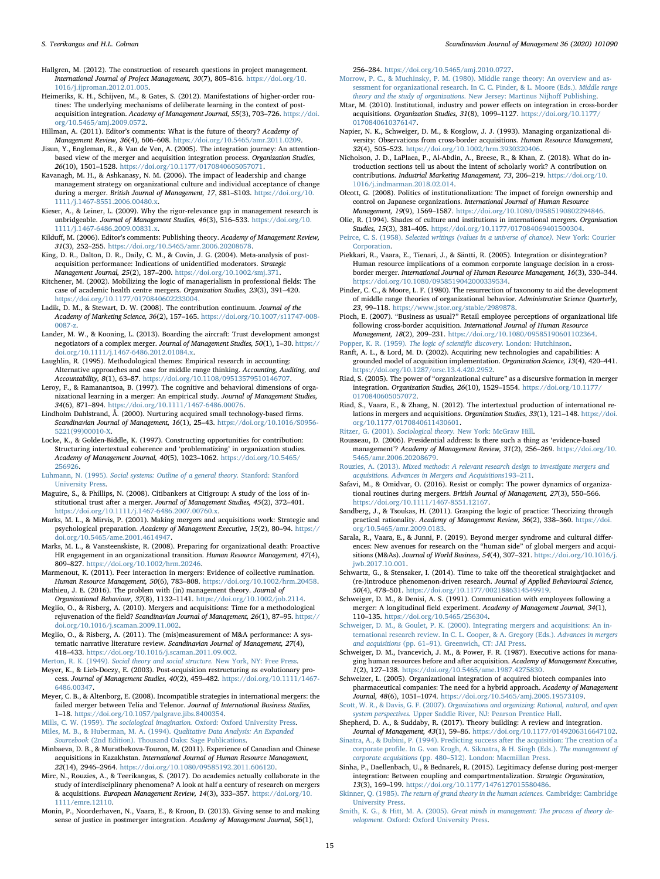Hallgren, M. (2012). The construction of research questions in project management. *International Journal of Project Management, 30*(7), 805–816. https://doi.org/10.1016/j.ijproman.2012.01.005.

Heimeriks, K. H., Schijven, M., & Gates, S. (2012). Manifestations of higher-order routines: The underlying mechanisms of deliberate learning in the context of post-acquisition integration. *Academy of Management Journal, 55*(3), 703–726. https://doi.org/10.5465/amj.2009.0572.

Hillman, A. (2011). Editor's comments: What is the future of theory? *Academy of Management Review, 36*(4), 606–608. https://doi.org/10.5465/amr.2011.0209.

Jisun, Y., Engleman, R., & Van de Ven, A. (2005). The integration journey: An attention-based view of the merger and acquisition integration process. *Organization Studies, 26*(10), 1501–1528. https://doi.org/10.1177/0170840605057071.

Kavanagh, M. H., & Ashkanasy, N. M. (2006). The impact of leadership and change management strategy on organizational culture and individual acceptance of change during a merger. *British Journal of Management, 17*, S81–S103. https://doi.org/10.1111/j.1467-8551.2006.00480.x.

Kieser, A., & Leiner, L. (2009). Why the rigor-relevance gap in management research is unbridgeable. *Journal of Management Studies, 46*(3), 516–533. https://doi.org/10.1111/j.1467-6486.2009.00831.x.

Kilduff, M. (2006). Editor's comments: Publishing theory. *Academy of Management Review, 31*(3), 252–255. https://doi.org/10.5465/amr.2006.20208678.

King, D. R., Dalton, D. R., Daily, C. M., & Covin, J. G. (2004). Meta-analysis of post-acquisition performance: Indications of unidentified moderators. *Strategic Management Journal, 25*(2), 187–200. https://doi.org/10.1002/smj.371.

Kitchener, M. (2002). Mobilizing the logic of managerialism in professional fields: The case of academic health centre mergers. *Organization Studies, 23*(3), 391–420. https://doi.org/10.1177/0170840602233004.

Ladik, D. M., & Stewart, D. W. (2008). The contribution continuum. *Journal of the Academy of Marketing Science, 36*(2), 157–165. https://doi.org/10.1007/s11747-008-0087-z.

Lander, M. W., & Kooning, L. (2013). Boarding the aircraft: Trust development amongst negotiators of a complex merger. *Journal of Management Studies, 50*(1), 1–30. https://doi.org/10.1111/j.1467-6486.2012.01084.x.

Laughlin, R. (1995). Methodological themes: Empirical research in accounting: Alternative approaches and case for middle range thinking. *Accounting, Auditing, and Accountability, 8*(1), 63–87. https://doi.org/10.1108/09513579510146707.

Leroy, F., & Ramanantsoa, B. (1997). The cognitive and behavioral dimensions of organizational learning in a merger: An empirical study. *Journal of Management Studies, 34*(6), 871–894. https://doi.org/10.1111/1467-6486.00076.

Lindholm Dahlstrand, Å. (2000). Nurturing acquired small technology-based firms. *Scandinavian Journal of Management, 16*(1), 25–43. https://doi.org/10.1016/S0956-5221(99)00010-X.

Locke, K., & Golden-Biddle, K. (1997). Constructing opportunities for contribution: Structuring intertextual coherence and 'problematizing' in organization studies. *Academy of Management Journal, 40*(5), 1023–1062. https://doi.org/10.5465/256926.

Luhmann, N. (1995). *Social systems: Outline of a general theory.* Stanford: Stanford University Press.

Maguire, S., & Phillips, N. (2008). Citibankers at Citigroup: A study of the loss of institutional trust after a merger. *Journal of Management Studies, 45*(2), 372–401. https://doi.org/10.1111/j.1467-6486.2007.00760.x.

Marks, M. L., & Mirvis, P. (2001). Making mergers and acquisitions work: Strategic and psychological preparation. *Academy of Management Executive, 15*(2), 80–94. https://doi.org/10.5465/ame.2001.4614947.

Marks, M. L., & Vansteenskiste, R. (2008). Preparing for organizational death: Proactive HR engagement in an organizational transition. *Human Resource Management, 47*(4), 809–827. https://doi.org/10.1002/hrm.20246.

Marmenout, K. (2011). Peer interaction in mergers: Evidence of collective rumination. *Human Resource Management, 50*(6), 783–808. https://doi.org/10.1002/hrm.20458.

Mathieu, J. E. (2016). The problem with (in) management theory. *Journal of Organizational Behaviour, 37*(8), 1132–1141. https://doi.org/10.1002/job.2114.

Meglio, O., & Risberg, A. (2010). Mergers and acquisitions: Time for a methodological rejuvenation of the field? *Scandinavian Journal of Management, 26*(1), 87–95. https://doi.org/10.1016/j.scaman.2009.11.002.

Meglio, O., & Risberg, A. (2011). The (mis)measurement of M&A performance: A systematic narrative literature review. *Scandinavian Journal of Management, 27*(4), 418–433. https://doi.org/10.1016/j.scaman.2011.09.002.

Merton, R. K. (1949). *Social theory and social structure.* New York, NY: Free Press.

Meyer, K., & Lieb-Doczy, E. (2003). Post-acquisition restructuring as evolutionary process. *Journal of Management Studies, 40*(2), 459–482. https://doi.org/10.1111/1467-6486.00347.

Meyer, C. B., & Altenborg, E. (2008). Incompatible strategies in international mergers: the failed merger between Telia and Telenor. *Journal of International Business Studies*, 1–18. https://doi.org/10.1057/palgrave.jibs.8400354.

Mills, C. W. (1959). *The sociological imagination.* Oxford: Oxford University Press.

Miles, M. B., & Huberman, M. A. (1994). *Qualitative Data Analysis: An Expanded Sourcebook* (2nd Edition). Thousand Oaks: Sage Publications.

Minbaeva, D. B., & Muratbekova-Touron, M. (2011). Experience of Canadian and Chinese acquisitions in Kazakhstan. *International Journal of Human Resource Management, 22*(14), 2946–2964. https://doi.org/10.1080/09585192.2011.606120.

Mirc, N., Rouzies, A., & Teerikangas, S. (2017). Do academics actually collaborate in the study of interdisciplinary phenomena? A look at half a century of research on mergers & acquisitions. *European Management Review, 14*(3), 333–357. https://doi.org/10.1111/emre.12110.

Monin, P., Noorderhaven, N., Vaara, E., & Kroon, D. (2013). Giving sense to and making sense of justice in postmerger integration. *Academy of Management Journal, 56*(1), 256–284. https://doi.org/10.5465/amj.2010.0727.

Morrow, P. C., & Muchinsky, P. M. (1980). Middle range theory: An overview and assessment for organizational research. In C. C. Pinder, & L. Moore (Eds.). *Middle range theory and the study of organizations.* New Jersey: Martinus Nijhoff Publishing.

Mtar, M. (2010). Institutional, industry and power effects on integration in cross-border acquisitions. *Organization Studies, 31*(8), 1099–1127. https://doi.org/10.1177/0170840610376147.

Napier, N. K., Schweiger, D. M., & Kosglow, J. J. (1993). Managing organizational diversity: Observations from cross-border acquisitions. *Human Resource Management, 32*(4), 505–523. https://doi.org/10.1002/hrm.3930320406.

Nicholson, J. D., LaPlaca, P., Al-Abdin, A., Breese, R., & Khan, Z. (2018). What do introduction sections tell us about the intent of scholarly work? A contribution on contributions. *Industrial Marketing Management, 73*, 206–219. https://doi.org/10.1016/j.indmarman.2018.02.014.

Olcott, G. (2008). Politics of institutionalization: The impact of foreign ownership and control on Japanese organizations. *International Journal of Human Resource Management, 19*(9), 1569–1587. https://doi.org/10.1080/09585190802294846.

Olie, R. (1994). Shades of culture and institutions in international mergers. *Organisation Studies, 15*(3), 381–405. https://doi.org/10.1177/017084069401500304.

Peirce, C. S. (1958). *Selected writings (values in a universe of chance).* New York: Courier Corporation.

Piekkari, R., Vaara, E., Tienari, J., & Säntti, R. (2005). Integration or disintegration? Human resource implications of a common corporate language decision in a cross-border merger. *International Journal of Human Resource Management, 16*(3), 330–344. https://doi.org/10.1080/0958519042000339534.

Pinder, C. C., & Moore, L. F. (1980). The resurrection of taxonomy to aid the development of middle range theories of organizational behavior. *Administrative Science Quarterly, 23*, 99–118. https://www.jstor.org/stable/2989878.

Pioch, E. (2007). "Business as usual?" Retail employee perceptions of organizational life following cross-border acquisition. *International Journal of Human Resource Management, 18*(2), 209–231. https://doi.org/10.1080/09585190601102364.

Popper, K. R. (1959). *The logic of scientific discovery.* London: Hutchinson.

Ranft, A. L., & Lord, M. D. (2002). Acquiring new technologies and capabilities: A grounded model of acquisition implementation. *Organization Science, 13*(4), 420–441. https://doi.org/10.1287/orsc.13.4.420.2952.

Riad, S. (2005). The power of "organizational culture" as a discursive formation in merger integration. *Organization Studies, 26*(10), 1529–1554. https://doi.org/10.1177/0170840605057072.

Riad, S., Vaara, E., & Zhang, N. (2012). The intertextual production of international relations in mergers and acquisitions. *Organization Studies, 33*(1), 121–148. https://doi.org/10.1177/0170840611430601.

Ritzer, G. (2001). *Sociological theory.* New York: McGraw Hill.

Rousseau, D. (2006). Presidential address: Is there such a thing as 'evidence-based management'? *Academy of Management Review, 31*(2), 256–269. https://doi.org/10.5465/amr.2006.20208679.

Rouzies, A. (2013). *Mixed methods: A relevant research design to investigate mergers and acquisitions. Advances in Mergers and Acquisitions*193–211.

Safavi, M., & Omidvar, O. (2016). Resist or comply: The power dynamics of organizational routines during mergers. *British Journal of Management, 27*(3), 550–566. https://doi.org/10.1111/1467-8551.12167.

Sandberg, J., & Tsoukas, H. (2011). Grasping the logic of practice: Theorizing through practical rationality. *Academy of Management Review, 36*(2), 338–360. https://doi.org/10.5465/amr.2009.0183.

Sarala, R., Vaara, E., & Junni, P. (2019). Beyond merger syndrome and cultural differences: New avenues for research on the "human side" of global mergers and acquisitions (M&As). *Journal of World Business, 54*(4), 307–321. https://doi.org/10.1016/j.jwb.2017.10.001.

Schwartz, G., & Stensaker, I. (2014). Time to take off the theoretical straightjacket and (re-)introduce phenomenon-driven research. *Journal of Applied Behavioural Science, 50*(4), 478–501. https://doi.org/10.1177/0021886314549919.

Schweiger, D. M., & Denisi, A. S. (1991). Communication with employees following a merger: A longitudinal field experiment. *Academy of Management Journal, 34*(1), 110–135. https://doi.org/10.5465/256304.

Schweiger, D. M., & Goulet, P. K. (2000). Integrating mergers and acquisitions: An international research review. In C. L. Cooper, & A. Gregory (Eds.). *Advances in mergers and acquisitions* (pp. 61–91). Greenwich, CT: JAI Press.

Schweiger, D. M., Ivancevich, J. M., & Power, F. R. (1987). Executive actions for managing human resources before and after acquisition. *Academy of Management Executive, 1*(2), 127–138. https://doi.org/10.5465/ame.1987.4275830.

Schweizer, L. (2005). Organizational integration of acquired biotech companies into pharmaceutical companies: The need for a hybrid approach. *Academy of Management Journal, 48*(6), 1051–1074. https://doi.org/10.5465/amj.2005.19573109.

Scott, W. R., & Davis, G. F. (2007). *Organizations and organizing: Rational, natural, and open system perspectives.* Upper Saddle River, NJ: Pearson Prentice Hall.

Shepherd, D. A., & Suddaby, R. (2017). Theory building: A review and integration. *Journal of Management, 43*(1), 59–86. https://doi.org/10.1177/0149206316647102.

Sinatra, A., & Dubini, P. (1994). Predicting success after the acquisition: The creation of a corporate profile. In G. von Krogh, A. Siknatra, & H. Singh (Eds.). *The management of corporate acquisitions* (pp. 480–512). London: Macmillan Press.

Sinha, P., Daellenbach, U., & Bednarek, R. (2015). Legitimacy defense during post-merger integration: Between coupling and compartmentalization. *Strategic Organization, 13*(3), 169–199. https://doi.org/10.1177/1476127015580486.

Skinner, Q. (1985). *The return of grand theory in the human sciences.* Cambridge: Cambridge University Press.

Smith, K. G., & Hitt, M. A. (2005). *Great minds in management: The process of theory development.* Oxford: Oxford University Press.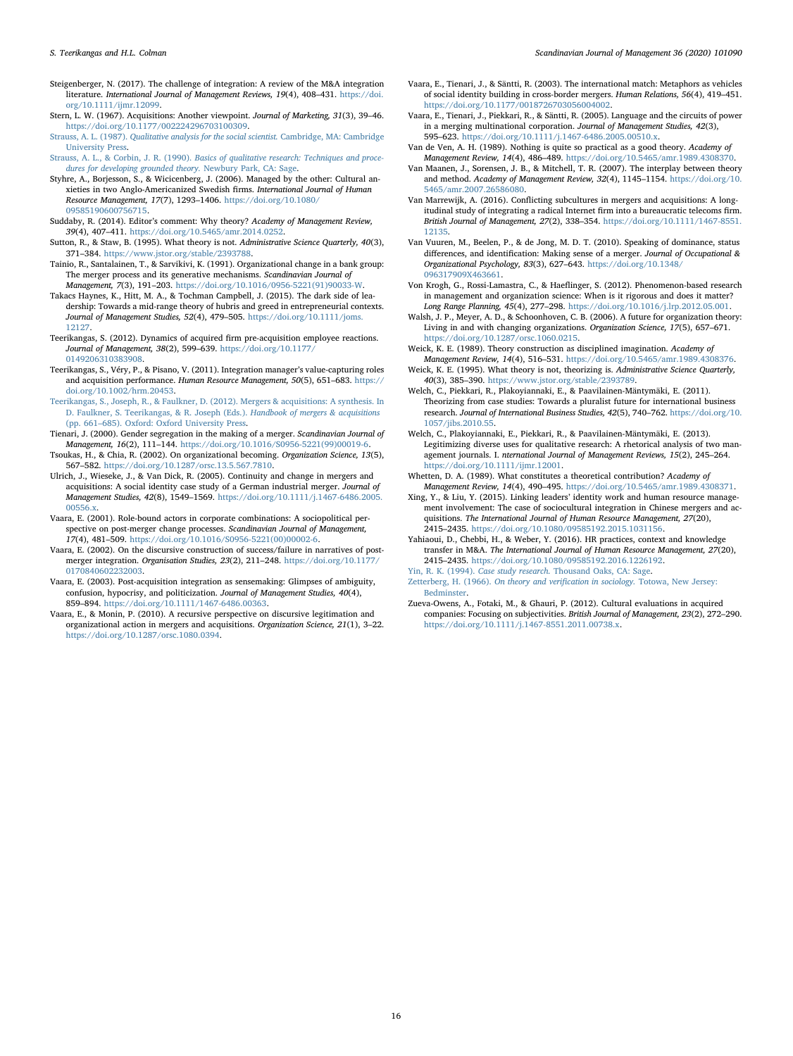Steigenberger, N. (2017). The challenge of integration: A review of the M&A integration literature. *International Journal of Management Reviews, 19*(4), 408–431. https://doi.org/10.1111/ijmr.12099.

Stern, L. W. (1967). Acquisitions: Another viewpoint. *Journal of Marketing, 31*(3), 39–46. https://doi.org/10.1177/002224296703100309.

Strauss, A. L. (1987). *Qualitative analysis for the social scientist.* Cambridge, MA: Cambridge University Press.

Strauss, A. L., & Corbin, J. R. (1990). *Basics of qualitative research: Techniques and procedures for developing grounded theory.* Newbury Park, CA: Sage.

Styhre, A., Borjesson, S., & Wicicenberg, J. (2006). Managed by the other: Cultural anxieties in two Anglo-Americanized Swedish firms. *International Journal of Human Resource Management, 17*(7), 1293–1406. https://doi.org/10.1080/09585190600756715.

Suddaby, R. (2014). Editor's comment: Why theory? *Academy of Management Review, 39*(4), 407–411. https://doi.org/10.5465/amr.2014.0252.

Sutton, R., & Staw, B. (1995). What theory is not. *Administrative Science Quarterly, 40*(3), 371–384. https://www.jstor.org/stable/2393788.

Tainio, R., Santalainen, T., & Sarvikivi, K. (1991). Organizational change in a bank group: The merger process and its generative mechanisms. *Scandinavian Journal of Management, 7*(3), 191–203. https://doi.org/10.1016/0956-5221(91)90033-W.

Takacs Haynes, K., Hitt, M. A., & Tochman Campbell, J. (2015). The dark side of leadership: Towards a mid-range theory of hubris and greed in entrepreneurial contexts. *Journal of Management Studies, 52*(4), 479–505. https://doi.org/10.1111/joms.12127.

Teerikangas, S. (2012). Dynamics of acquired firm pre-acquisition employee reactions. *Journal of Management, 38*(2), 599–639. https://doi.org/10.1177/0149206310383908.

Teerikangas, S., Véry, P., & Pisano, V. (2011). Integration manager's value-capturing roles and acquisition performance. *Human Resource Management, 50*(5), 651–683. https://doi.org/10.1002/hrm.20453.

Teerikangas, S., Joseph, R., & Faulkner, D. (2012). Mergers & acquisitions: A synthesis. In D. Faulkner, S. Teerikangas, & R. Joseph (Eds.). *Handbook of mergers & acquisitions* (pp. 661–685). Oxford: Oxford University Press.

Tienari, J. (2000). Gender segregation in the making of a merger. *Scandinavian Journal of Management, 16*(2), 111–144. https://doi.org/10.1016/S0956-5221(99)00019-6.

Tsoukas, H., & Chia, R. (2002). On organizational becoming. *Organization Science, 13*(5), 567–582. https://doi.org/10.1287/orsc.13.5.567.7810.

Ulrich, J., Wieseke, J., & Van Dick, R. (2005). Continuity and change in mergers and acquisitions: A social identity case study of a German industrial merger. *Journal of Management Studies, 42*(8), 1549–1569. https://doi.org/10.1111/j.1467-6486.2005.00556.x.

Vaara, E. (2001). Role-bound actors in corporate combinations: A sociopolitical perspective on post-merger change processes. *Scandinavian Journal of Management, 17*(4), 481–509. https://doi.org/10.1016/S0956-5221(00)00002-6.

Vaara, E. (2002). On the discursive construction of success/failure in narratives of post-merger integration. *Organisation Studies, 23*(2), 211–248. https://doi.org/10.1177/0170840602232003.

Vaara, E. (2003). Post-acquisition integration as sensemaking: Glimpses of ambiguity, confusion, hypocrisy, and politicization. *Journal of Management Studies, 40*(4), 859–894. https://doi.org/10.1111/1467-6486.00363.

Vaara, E., & Monin, P. (2010). A recursive perspective on discursive legitimation and organizational action in mergers and acquisitions. *Organization Science, 21*(1), 3–22. https://doi.org/10.1287/orsc.1080.0394.

Vaara, E., Tienari, J., & Säntti, R. (2003). The international match: Metaphors as vehicles of social identity building in cross-border mergers. *Human Relations, 56*(4), 419–451. https://doi.org/10.1177/0018726703056004002.

Vaara, E., Tienari, J., Piekkari, R., & Säntti, R. (2005). Language and the circuits of power in a merging multinational corporation. *Journal of Management Studies, 42*(3), 595–623. https://doi.org/10.1111/j.1467-6486.2005.00510.x.

Van de Ven, A. H. (1989). Nothing is quite so practical as a good theory. *Academy of Management Review, 14*(4), 486–489. https://doi.org/10.5465/amr.1989.4308370.

Van Maanen, J., Sorensen, J. B., & Mitchell, T. R. (2007). The interplay between theory and method. *Academy of Management Review, 32*(4), 1145–1154. https://doi.org/10.5465/amr.2007.26586080.

Van Marrewijk, A. (2016). Conflicting subcultures in mergers and acquisitions: A longitudinal study of integrating a radical Internet firm into a bureaucratic telecoms firm. *British Journal of Management, 27*(2), 338–354. https://doi.org/10.1111/1467-8551.12135.

Van Vuuren, M., Beelen, P., & de Jong, M. D. T. (2010). Speaking of dominance, status differences, and identification: Making sense of a merger. *Journal of Occupational & Organizational Psychology, 83*(3), 627–643. https://doi.org/10.1348/096317909X463661.

Von Krogh, G., Rossi-Lamastra, C., & Haeflinger, S. (2012). Phenomenon-based research in management and organization science: When is it rigorous and does it matter? *Long Range Planning, 45*(4), 277–298. https://doi.org/10.1016/j.lrp.2012.05.001.

Walsh, J. P., Meyer, A. D., & Schoonhoven, C. B. (2006). A future for organization theory: Living in and with changing organizations. *Organization Science, 17*(5), 657–671. https://doi.org/10.1287/orsc.1060.0215.

Weick, K. E. (1989). Theory construction as disciplined imagination. *Academy of Management Review, 14*(4), 516–531. https://doi.org/10.5465/amr.1989.4308376.

Weick, K. E. (1995). What theory is not, theorizing is. *Administrative Science Quarterly, 40*(3), 385–390. https://www.jstor.org/stable/2393789.

Welch, C., Piekkari, R., Plakoyiannaki, E., & Paavilainen-Mäntymäki, E. (2011). Theorizing from case studies: Towards a pluralist future for international business research. *Journal of International Business Studies, 42*(5), 740–762. https://doi.org/10.1057/jibs.2010.55.

Welch, C., Plakoyiannaki, E., Piekkari, R., & Paavilainen-Mäntymäki, E. (2013). Legitimizing diverse uses for qualitative research: A rhetorical analysis of two management journals. I. *nternational Journal of Management Reviews, 15*(2), 245–264. https://doi.org/10.1111/ijmr.12001.

Whetten, D. A. (1989). What constitutes a theoretical contribution? *Academy of Management Review, 14*(4), 490–495. https://doi.org/10.5465/amr.1989.4308371.

Xing, Y., & Liu, Y. (2015). Linking leaders' identity work and human resource management involvement: The case of sociocultural integration in Chinese mergers and acquisitions. *The International Journal of Human Resource Management, 27*(20), 2415–2435. https://doi.org/10.1080/09585192.2015.1031156.

Yahiaoui, D., Chebbi, H., & Weber, Y. (2016). HR practices, context and knowledge transfer in M&A. *The International Journal of Human Resource Management, 27*(20), 2415–2435. https://doi.org/10.1080/09585192.2016.1226192.

Yin, R. K. (1994). *Case study research.* Thousand Oaks, CA: Sage.

Zetterberg, H. (1966). *On theory and verification in sociology.* Totowa, New Jersey: Bedminster.

Zueva-Owens, A., Fotaki, M., & Ghauri, P. (2012). Cultural evaluations in acquired companies: Focusing on subjectivities. *British Journal of Management, 23*(2), 272–290. https://doi.org/10.1111/j.1467-8551.2011.00738.x.